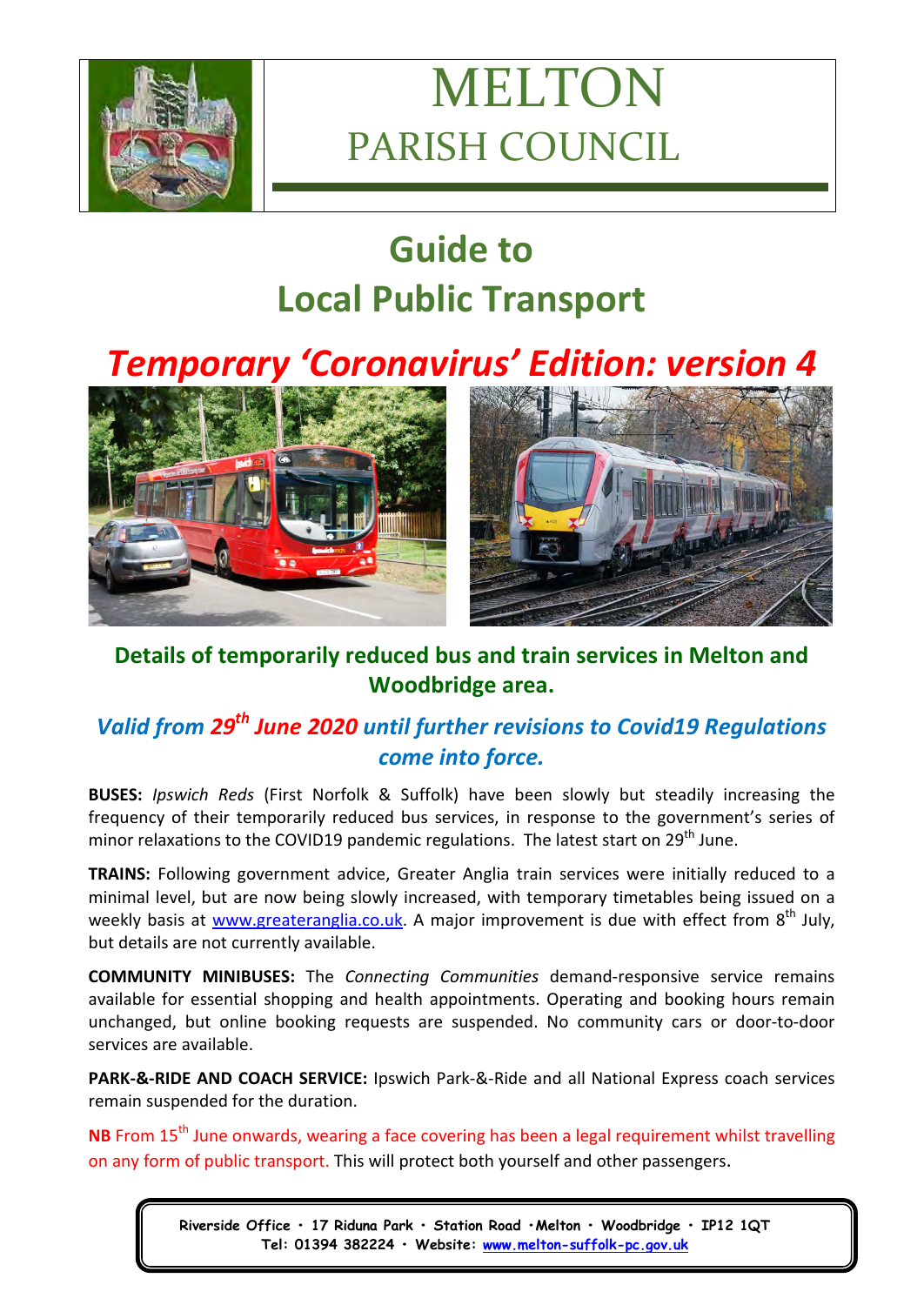# MELTON
## PARISH COUNCIL

# Guide to Local Public Transport

## *Temporary 'Coronavirus' Edition: version 4*

**Details of temporarily reduced bus and train services in Melton and Woodbridge area.**

***Valid from 29th June 2020 until further revisions to Covid19 Regulations come into force.***

**BUSES:** *Ipswich Reds* (First Norfolk & Suffolk) have been slowly but steadily increasing the frequency of their temporarily reduced bus services, in response to the government's series of minor relaxations to the COVID19 pandemic regulations. The latest start on 29th June.

**TRAINS:** Following government advice, Greater Anglia train services were initially reduced to a minimal level, but are now being slowly increased, with temporary timetables being issued on a weekly basis at www.greateranglia.co.uk. A major improvement is due with effect from 8th July, but details are not currently available.

**COMMUNITY MINIBUSES:** The *Connecting Communities* demand-responsive service remains available for essential shopping and health appointments. Operating and booking hours remain unchanged, but online booking requests are suspended. No community cars or door-to-door services are available.

**PARK-&-RIDE AND COACH SERVICE:** Ipswich Park-&-Ride and all National Express coach services remain suspended for the duration.

**NB** From 15th June onwards, wearing a face covering has been a legal requirement whilst travelling on any form of public transport. This will protect both yourself and other passengers.

**Riverside Office · 17 Riduna Park · Station Road · Melton · Woodbridge · IP12 1QT**
**Tel: 01394 382224 · Website: www.melton-suffolk-pc.gov.uk**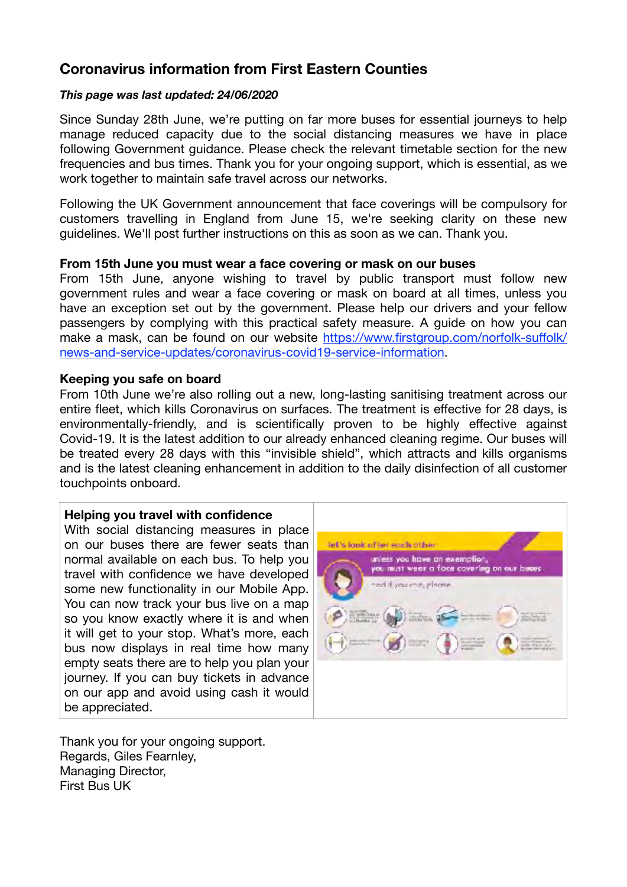## Coronavirus information from First Eastern Counties

***This page was last updated: 24/06/2020***

Since Sunday 28th June, we're putting on far more buses for essential journeys to help manage reduced capacity due to the social distancing measures we have in place following Government guidance. Please check the relevant timetable section for the new frequencies and bus times. Thank you for your ongoing support, which is essential, as we work together to maintain safe travel across our networks.

Following the UK Government announcement that face coverings will be compulsory for customers travelling in England from June 15, we're seeking clarity on these new guidelines. We'll post further instructions on this as soon as we can. Thank you.

**From 15th June you must wear a face covering or mask on our buses**
From 15th June, anyone wishing to travel by public transport must follow new government rules and wear a face covering or mask on board at all times, unless you have an exception set out by the government. Please help our drivers and your fellow passengers by complying with this practical safety measure. A guide on how you can make a mask, can be found on our website [https://www.firstgroup.com/norfolk-suffolk/news-and-service-updates/coronavirus-covid19-service-information](https://www.firstgroup.com/norfolk-suffolk/news-and-service-updates/coronavirus-covid19-service-information).

**Keeping you safe on board**
From 10th June we're also rolling out a new, long-lasting sanitising treatment across our entire fleet, which kills Coronavirus on surfaces. The treatment is effective for 28 days, is environmentally-friendly, and is scientifically proven to be highly effective against Covid-19. It is the latest addition to our already enhanced cleaning regime. Our buses will be treated every 28 days with this "invisible shield", which attracts and kills organisms and is the latest cleaning enhancement in addition to the daily disinfection of all customer touchpoints onboard.

**Helping you travel with confidence**
With social distancing measures in place on our buses there are fewer seats than normal available on each bus. To help you travel with confidence we have developed some new functionality in our Mobile App. You can now track your bus live on a map so you know exactly where it is and when it will get to your stop. What's more, each bus now displays in real time how many empty seats there are to help you plan your journey. If you can buy tickets in advance on our app and avoid using cash it would be appreciated.

Thank you for your ongoing support.
Regards, Giles Fearnley,
Managing Director,
First Bus UK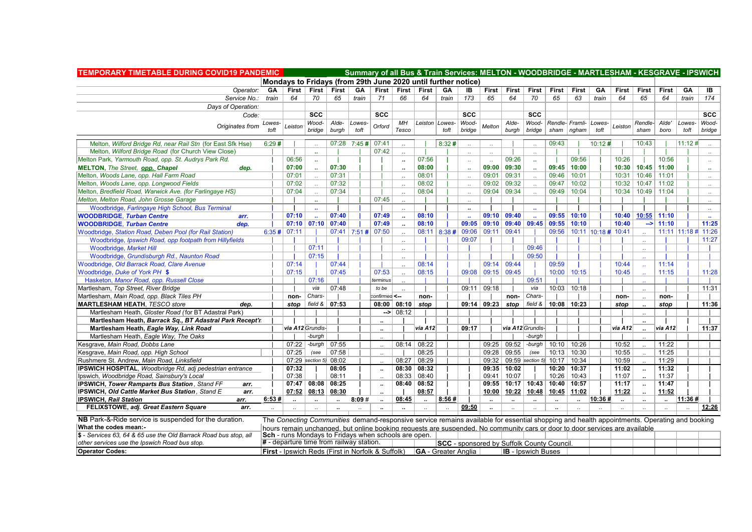**TEMPORARY TIMETABLE DURING COVID19 PANDEMIC**

**Summary of all Bus & Train Services: MELTON - WOODBRIDGE - MARTLESHAM - KESGRAVE - IPSWICH**

**Mondays to Fridays (from 29th June 2020 until further notice)**

| Operator: | GA | First | First | First | GA | First | First | First | GA | IB | First | First | First | First | First | GA | First | First | First | GA | IB |
|---|---|---|---|---|---|---|---|---|---|---|---|---|---|---|---|---|---|---|---|---|---|
| Service No.: | train | 64 | 70 | 65 | train | 71 | 66 | 64 | train | 173 | 65 | 64 | 70 | 65 | 63 | train | 64 | 65 | 64 | train | 174 |
| Days of Operation: | | | | | | | | | | | | | | | | | | | | | |
| Code: | | | SCC | | | SCC | | | | SCC | | | SCC | | | | | | | | SCC |
| Originates from | Lowestoft | Leiston | Woodbridge | Aldeburgh | Lowestoft | Orford | MH Tesco | Leiston | Lowestoft | Woodbridge | Melton | Aldeburgh | Woodbridge | Rendlesham | Framlingham | Lowestoft | Leiston | Rendlesham | Alde' boro | Lowestoft | Woodbridge |
| *Melton, Wilford Bridge Rd, near Rail Stn (for East Sfk Hse)* | 6:29 # | \| | .. | 07:28 | 7:45 # | 07:41 | .. | \| | 8:32 # | .. | .. | \| | .. | 09:43 | \| | 10:12 # | \| | 10:43 | \| | 11:12 # | .. |
| *Melton, Wilford Bridge Road (for Church View Close)* | \| | \| | .. | \| | \| | 07:42 | .. | \| | \| | .. | .. | \| | .. | \| | \| | \| | \| | \| | \| | \| | .. |
| Melton Park, *Yarmouth Road, opp. St. Audrys Park Rd.* | \| | 06:56 | .. | \| | \| | \| | .. | 07:56 | \| | .. | .. | 09:26 | .. | \| | 09:56 | \| | 10:26 | \| | 10:56 | \| | .. |
| **MELTON**, *The Street, opp. Chapel* **dep.** | \| | 07:00 | .. | 07:30 | \| | \| | .. | 08:00 | \| | .. | 09:00 | 09:30 | .. | 09:45 | 10:00 | \| | 10:30 | 10:45 | 11:00 | \| | .. |
| Melton, *Woods Lane, opp. Hall Farm Road* | \| | 07:01 | .. | 07:31 | \| | \| | .. | 08:01 | \| | .. | 09:01 | 09:31 | .. | 09:46 | 10:01 | \| | 10:31 | 10:46 | 11:01 | \| | .. |
| Melton, *Woods Lane, opp. Longwood Fields* | \| | 07:02 | .. | 07:32 | \| | \| | .. | 08:02 | \| | .. | 09:02 | 09:32 | .. | 09:47 | 10:02 | \| | 10:32 | 10:47 | 11:02 | \| | .. |
| Melton, *Bredfield Road, Warwick Ave. (for Farlingaye HS)* | \| | 07:04 | .. | 07:34 | \| | \| | .. | 08:04 | \| | .. | 09:04 | 09:34 | .. | 09:49 | 10:04 | \| | 10:34 | 10:49 | 11:04 | \| | .. |
| *Melton, Melton Road, John Grosse Garage* | \| | \| | .. | \| | \| | 07:45 | .. | \| | \| | .. | \| | \| | \| | \| | \| | \| | \| | \| | \| | \| | .. |
| *Woodbridge, Farlingaye High School, Bus Terminal* | \| | \| | .. | \| | \| | \| | .. | \| | \| | .. | \| | \| | .. | \| | \| | \| | \| | \| | \| | \| | .. |
| **WOODBRIDGE**, *Turban Centre* **arr.** | \| | 07:10 | .. | 07:40 | \| | 07:49 | .. | 08:10 | \| | .. | 09:10 | 09:40 | .. | 09:55 | 10:10 | \| | 10:40 | 10:55 | 11:10 | \| | .. |
| **WOODBRIDGE**, *Turban Centre* **dep.** | \| | 07:10 | 07:10 | 07:40 | \| | 07:49 | .. | 08:10 | \| | 09:05 | 09:10 | 09:40 | 09:45 | 09:55 | 10:10 | \| | 10:40 | --> | 11:10 | \| | 11:25 |
| Woodbridge, *Station Road, Deben Pool (for Rail Station)* | 6:35 # | 07:11 | \| | 07:41 | 7:51 # | 07:50 | .. | 08:11 | 8:38 # | 09:06 | 09:11 | 09:41 | \| | 09:56 | 10:11 | 10:18 # | 10:41 | .. | 11:11 | 11:18 # | 11:26 |
| Woodbridge, *Ipswich Road, opp footpath from Hillyfields* | \| | \| | \| | \| | \| | \| | .. | \| | \| | 09:07 | \| | \| | \| | \| | \| | \| | \| | .. | \| | \| | 11:27 |
| Woodbridge, *Market Hill* | \| | \| | 07:11 | \| | \| | \| | .. | \| | \| | \| | \| | \| | 09:46 | \| | \| | \| | \| | .. | \| | \| | \| |
| Woodbridge, *Grundisburgh Rd., Naunton Road* | \| | \| | 07:15 | \| | \| | \| | .. | \| | \| | \| | \| | \| | 09:50 | \| | \| | \| | \| | .. | \| | \| | \| |
| Woodbridge, *Old Barrack Road, Clare Avenue* | \| | 07:14 | \| | 07:44 | \| | \| | .. | 08:14 | \| | \| | 09:14 | 09:44 | \| | 09:59 | \| | \| | 10:44 | .. | 11:14 | \| | \| |
| Woodbridge, *Duke of York PH* **$** | \| | 07:15 | \| | 07:45 | \| | 07:53 | .. | 08:15 | \| | 09:08 | 09:15 | 09:45 | \| | 10:00 | 10:15 | \| | 10:45 | .. | 11:15 | \| | 11:28 |
| Hasketon, *Manor Road, opp. Russell Close* | \| | \| | 07:16 | \| | \| | *terminus* | .. | \| | \| | \| | \| | \| | 09:51 | \| | \| | \| | \| | \| | \| | \| | \| |
| Martlesham, *Top Street, River Bridge* | \| | \| | *via* | 07:48 | \| | *to be* | .. | \| | \| | 09:11 | 09:18 | \| | *via* | 10:03 | 10:18 | \| | \| | .. | \| | \| | 11:31 |
| Martlesham, *Main Road, opp. Black Tiles PH* | \| | **non-** | *Chars-* | \| | \| | *confirmed* | **<--** | **non-** | \| | \| | \| | **non-** | *Chars-* | \| | \| | \| | **non-** | .. | **non-** | \| | \| |
| **MARTLESHAM HEATH**, *TESCO store* **dep.** | \| | **stop** | *field &* | **07:53** | \| | **08:00** | **08:10** | **stop** | \| | **09:14** | **09:23** | **stop** | *field &* | **10:08** | **10:23** | \| | **stop** | .. | **stop** | \| | **11:36** |
| Martlesham Heath, *Gloster Road (for BT Adastral Park)* | \| | \| | \| | \| | \| | **-->** | 08:12 | \| | \| | \| | \| | \| | \| | \| | \| | \| | \| | .. | \| | \| | \| |
| **Martlesham Heath, Barrack Sq., BT Adastral Park Recept'n** | \| | \| | \| | \| | \| | .. | \| | \| | \| | \| | \| | \| | \| | \| | \| | \| | \| | .. | \| | \| | \| |
| **Martlesham Heath, Eagle Way, Link Road** | \| | *via A12* | *Grundis-* | \| | \| | .. | \| | *via A12* | \| | 09:17 | \| | *via A12* | *Grundis-* | \| | \| | \| | *via A12* | .. | *via A12* | \| | 11:37 |
| Martlesham Heath, *Eagle Way, The Oaks* | \| | \| | *-burgh* | \| | \| | .. | \| | \| | \| | \| | \| | \| | *-burgh* | \| | \| | \| | \| | .. | \| | \| | \| |
| Kesgrave, *Main Road, Dobbs Lane* | \| | 07:22 | *-burgh* | 07:55 | \| | .. | 08:14 | 08:22 | \| | \| | 09:25 | 09:52 | *-burgh* | 10:10 | 10:26 | \| | 10:52 | .. | 11:22 | \| | \| |
| Kesgrave, *Main Road, opp. High School* | \| | 07:25 | *(see* | 07:58 | \| | .. | \| | 08:25 | \| | \| | 09:28 | 09:55 | *(see* | 10:13 | 10:30 | \| | 10:55 | .. | 11:25 | \| | \| |
| Rushmere St. Andrew, *Main Road, Linksfield* | \| | 07:29 | *section 5)* | 08:02 | \| | .. | 08:27 | 08:29 | \| | \| | 09:32 | 09:59 | *section 5)* | 10:17 | 10:34 | \| | 10:59 | .. | 11:29 | \| | \| |
| **IPSWICH HOSPITAL**, *Woodbridge Rd, adj pedestrian entrance* | \| | **07:32** | \| | **08:05** | \| | .. | **08:30** | **08:32** | \| | \| | **09:35** | **10:02** | \| | **10:20** | **10:37** | \| | **11:02** | .. | **11:32** | \| | \| |
| Ipswich, *Woodbridge Road, Sainsbury's Local* | \| | 07:38 | \| | 08:11 | \| | .. | 08:33 | 08:40 | \| | \| | 09:41 | 10:07 | \| | 10:26 | 10:43 | \| | 11:07 | .. | 11:37 | \| | \| |
| **IPSWICH, *Tower Ramparts Bus Station*, Stand FF arr.** | \| | **07:47** | **08:08** | **08:25** | \| | .. | **08:40** | **08:52** | \| | \| | **09:55** | **10:17** | **10:43** | **10:40** | **10:57** | \| | **11:17** | .. | **11:47** | \| | \| |
| **IPSWICH, *Old Cattle Market Bus Station*, Stand E arr.** | \| | **07:52** | **08:13** | **08:30** | \| | .. | \| | **08:57** | \| | \| | **10:00** | **10:22** | **10:48** | **10:45** | **11:02** | \| | **11:22** | .. | **11:52** | \| | \| |
| **IPSWICH, *Rail Station* arr.** | **6:53 #** | .. | .. | .. | **8:09 #** | .. | **08:45** | .. | **8:56 #** | \| | .. | .. | .. | .. | .. | **10:36 #** | .. | .. | .. | **11:36 #** | \| |
| **FELIXSTOWE, *adj. Great Eastern Square* arr.** | .. | .. | .. | .. | .. | .. | .. | .. | .. | **09:50** | .. | .. | .. | .. | .. | .. | .. | .. | .. | .. | **12:26** |

**NB** Park-&-Ride service is suspended for the duration.

The *Conecting Communities* demand-responsive service remains available for essential shopping and health appointments. Operating and booking hours remain unchanged, but online booking requests are suspended. No community cars or door to door services are available

**What the codes mean:-**

**$** - *Services 63, 64 & 65 use the Old Barrack Road bus stop, all other services use the Ipswich Road bus stop.*

**Sch** - runs Mondays to Fridays when schools are open.

**#** - departure time from railway station.

**SCC** - sponsored by Suffolk County Council.

**Operator Codes:**

**First** - Ipswich Reds (First in Norfolk & Suffolk) | **GA** - Greater Anglia | **IB** - Ipswich Buses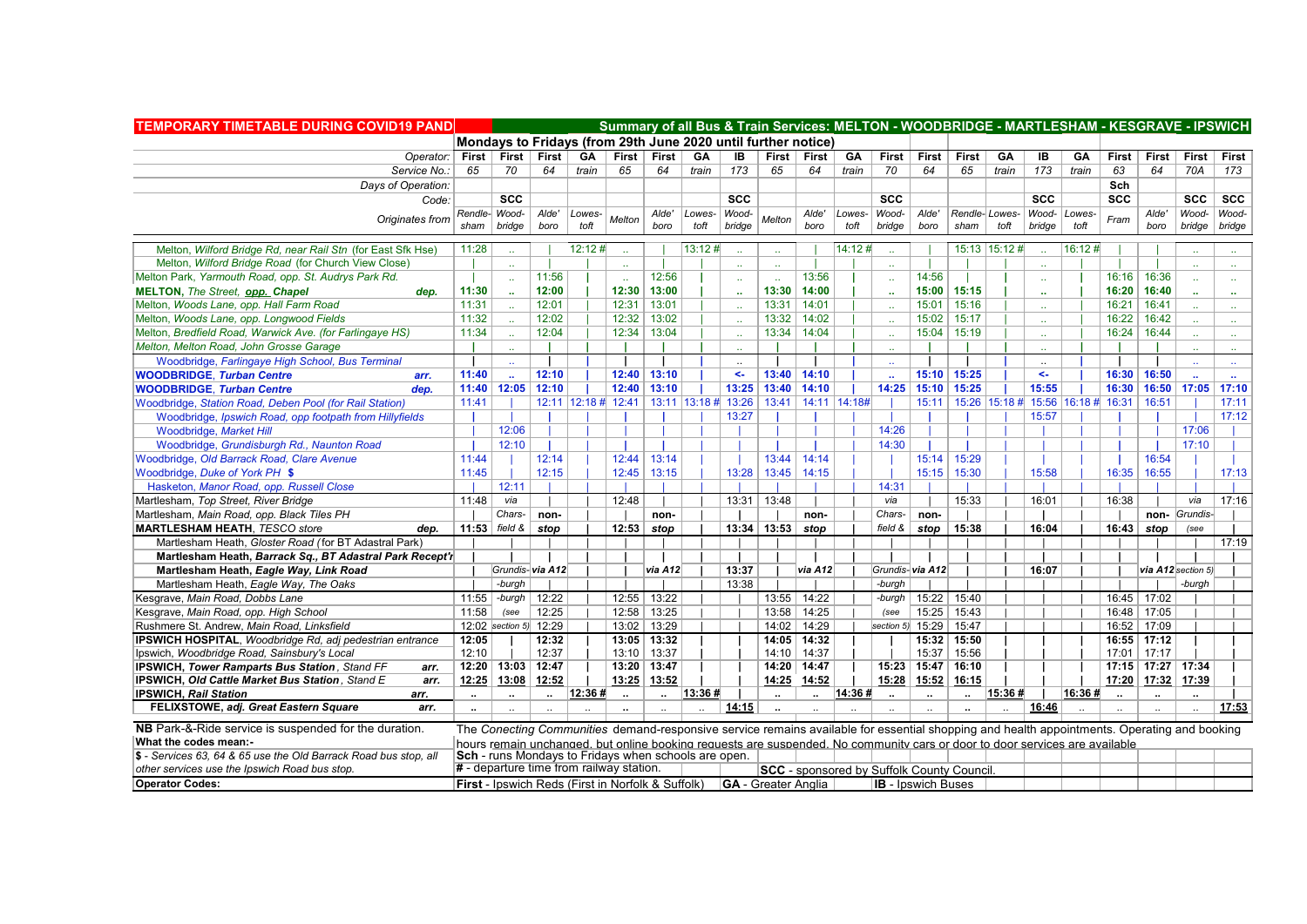# TEMPORARY TIMETABLE DURING COVID19 PANDEMIC

## Summary of all Bus & Train Services: MELTON - WOODBRIDGE - MARTLESHAM - KESGRAVE - IPSWICH

### Mondays to Fridays (from 29th June 2020 until further notice)

| Operator: | First | First | First | GA | First | First | GA | IB | First | First | GA | First | First | First | GA | IB | GA | First | First | First | First |
|---|---|---|---|---|---|---|---|---|---|---|---|---|---|---|---|---|---|---|---|---|---|
| Service No.: | 65 | 70 | 64 | train | 65 | 64 | train | 173 | 65 | 64 | train | 70 | 64 | 65 | train | 173 | train | 63 | 64 | 70A | 173 |
| Days of Operation: | | | | | | | | | | | | | | | | | | Sch | | | |
| Code: | | SCC | | | | | | SCC | | | | SCC | | | | SCC | | SCC | | SCC | SCC |
| Originates from | Rendlesham | Woodbridge | Alde'boro | Lowestoft | Melton | Alde'boro | Lowestoft | Woodbridge | Melton | Alde'boro | Lowestoft | Woodbridge | Alde'boro | Rendlesham | Lowestoft | Woodbridge | Lowestoft | Fram | Alde'boro | Woodbridge | Woodbridge |
| Melton, *Wilford Bridge Rd, near Rail Stn* (for East Sfk Hse) | 11:28 | .. | | 12:12 # | .. | | 13:12 # | .. | .. | | 14:12 # | .. | | 15:13 | 15:12 # | .. | 16:12 # | | | .. | .. |
| Melton, *Wilford Bridge Road* (for Church View Close) | | .. | | | .. | | | .. | .. | | | .. | | | | .. | | | | .. | .. |
| Melton Park, *Yarmouth Road, opp. St. Audrys Park Rd.* | | .. | 11:56 | | .. | 12:56 | | .. | .. | 13:56 | | .. | 14:56 | | | .. | | 16:16 | 16:36 | .. | .. |
| **MELTON**, *The Street, **opp. Chapel*** **dep.** | **11:30** | .. | **12:00** | | **12:30** | **13:00** | | .. | **13:30** | **14:00** | | .. | **15:00** | **15:15** | | .. | | **16:20** | **16:40** | .. | .. |
| Melton, *Woods Lane, opp. Hall Farm Road* | 11:31 | .. | 12:01 | | 12:31 | 13:01 | | .. | 13:31 | 14:01 | | .. | 15:01 | 15:16 | | .. | | 16:21 | 16:41 | .. | .. |
| Melton, *Woods Lane, opp. Longwood Fields* | 11:32 | .. | 12:02 | | 12:32 | 13:02 | | .. | 13:32 | 14:02 | | .. | 15:02 | 15:17 | | .. | | 16:22 | 16:42 | .. | .. |
| Melton, *Bredfield Road, Warwick Ave. (for Farlingaye HS)* | 11:34 | .. | 12:04 | | 12:34 | 13:04 | | .. | 13:34 | 14:04 | | .. | 15:04 | 15:19 | | .. | | 16:24 | 16:44 | .. | .. |
| Melton, *Melton Road, John Grosse Garage* | | .. | | | | | | .. | | | | .. | | | | .. | | | | .. | .. |
| Woodbridge, *Farlingaye High School, Bus Terminal* | | .. | | | | | | .. | | | | .. | | | | .. | | | | .. | .. |
| **WOODBRIDGE**, ***Turban Centre*** **arr.** | **11:40** | .. | **12:10** | | **12:40** | **13:10** | | **<-** | **13:40** | **14:10** | | .. | **15:10** | **15:25** | | **<-** | | **16:30** | **16:50** | .. | .. |
| **WOODBRIDGE**, ***Turban Centre*** **dep.** | **11:40** | **12:05** | **12:10** | | **12:40** | **13:10** | | **13:25** | **13:40** | **14:10** | | **14:25** | **15:10** | **15:25** | | **15:55** | | **16:30** | **16:50** | **17:05** | **17:10** |
| Woodbridge, *Station Road, Deben Pool (for Rail Station)* | 11:41 | | 12:11 | 12:18 # | 12:41 | 13:11 | 13:18 # | 13:26 | 13:41 | 14:11 | 14:18# | | 15:11 | 15:26 | 15:18 # | 15:56 | 16:18 # | 16:31 | 16:51 | | 17:11 |
| Woodbridge, *Ipswich Road, opp footpath from Hillyfields* | | | | | | | | 13:27 | | | | | | | | 15:57 | | | | | 17:12 |
| Woodbridge, *Market Hill* | | 12:06 | | | | | | | | | | 14:26 | | | | | | | | 17:06 | |
| Woodbridge, *Grundisburgh Rd., Naunton Road* | | 12:10 | | | | | | | | | | 14:30 | | | | | | | | 17:10 | |
| Woodbridge, *Old Barrack Road, Clare Avenue* | 11:44 | | 12:14 | | 12:44 | 13:14 | | | 13:44 | 14:14 | | | 15:14 | 15:29 | | | | | 16:54 | | |
| Woodbridge, *Duke of York PH* **$** | 11:45 | | 12:15 | | 12:45 | 13:15 | | 13:28 | 13:45 | 14:15 | | | 15:15 | 15:30 | | 15:58 | | 16:35 | 16:55 | | 17:13 |
| Hasketon, *Manor Road, opp. Russell Close* | | 12:11 | | | | | | | | | | 14:31 | | | | | | | | | |
| Martlesham, *Top Street, River Bridge* | 11:48 | *via* | | | 12:48 | | | 13:31 | 13:48 | | | *via* | | 15:33 | | 16:01 | | 16:38 | | *via* | 17:16 |
| Martlesham, *Main Road, opp. Black Tiles PH* | | *Chars-* | **non-** | | | **non-** | | | | **non-** | | *Chars-* | **non-** | | | | | | **non-** | *Grundis-* | |
| **MARTLESHAM HEATH**, ***TESCO store*** **dep.** | **11:53** | *field &* | **stop** | | **12:53** | **stop** | | **13:34** | **13:53** | **stop** | | *field &* | **stop** | **15:38** | | **16:04** | | **16:43** | **stop** | *(see* | |
| Martlesham Heath, *Gloster Road* (for BT Adastral Park) | | | | | | | | | | | | | | | | | | | | | 17:19 |
| **Martlesham Heath, *Barrack Sq., BT Adastral Park Recept'n*** | | | | | | | | | | | | | | | | | | | | | |
| **Martlesham Heath, *Eagle Way, Link Road*** | | *Grundis-* | *via A12* | | | *via A12* | | 13:37 | | *via A12* | | *Grundis-* | *via A12* | | | 16:07 | | | *via A12* | *section 5)* | |
| Martlesham Heath, *Eagle Way, The Oaks* | | *-burgh* | | | | | | 13:38 | | | | *-burgh* | | | | | | | | *-burgh* | |
| Kesgrave, *Main Road, Dobbs Lane* | 11:55 | *-burgh* | 12:22 | | 12:55 | 13:22 | | | 13:55 | 14:22 | | *-burgh* | 15:22 | 15:40 | | | | 16:45 | 17:02 | | |
| Kesgrave, *Main Road, opp. High School* | 11:58 | *(see* | 12:25 | | 12:58 | 13:25 | | | 13:58 | 14:25 | | *(see* | 15:25 | 15:43 | | | | 16:48 | 17:05 | | |
| Rushmere St. Andrew, *Main Road, Linksfield* | 12:02 | *section 5)* | 12:29 | | 13:02 | 13:29 | | | 14:02 | 14:29 | | *section 5)* | 15:29 | 15:47 | | | | 16:52 | 17:09 | | |
| **IPSWICH HOSPITAL**, *Woodbridge Rd, adj pedestrian entrance* | **12:05** | | **12:32** | | **13:05** | **13:32** | | | **14:05** | **14:32** | | | **15:32** | **15:50** | | | | **16:55** | **17:12** | | |
| Ipswich, *Woodbridge Road, Sainsbury's Local* | 12:10 | | 12:37 | | 13:10 | 13:37 | | | 14:10 | 14:37 | | | 15:37 | 15:56 | | | | 17:01 | 17:17 | | |
| **IPSWICH, *Tower Ramparts Bus Station*, *Stand FF*** **arr.** | **12:20** | **13:03** | **12:47** | | **13:20** | **13:47** | | | **14:20** | **14:47** | | **15:23** | **15:47** | **16:10** | | | | **17:15** | **17:27** | **17:34** | |
| **IPSWICH, *Old Cattle Market Bus Station*, *Stand E*** **arr.** | **12:25** | **13:08** | **12:52** | | **13:25** | **13:52** | | | **14:25** | **14:52** | | **15:28** | **15:52** | **16:15** | | | | **17:20** | **17:32** | **17:39** | |
| **IPSWICH, *Rail Station*** **arr.** | .. | .. | .. | **12:36 #** | .. | .. | **13:36 #** | | .. | .. | **14:36 #** | .. | .. | .. | **15:36 #** | | **16:36 #** | .. | .. | .. | |
| **FELIXSTOWE, *adj. Great Eastern Square*** **arr.** | .. | .. | .. | .. | .. | .. | .. | **14:15** | .. | .. | .. | .. | .. | .. | .. | **16:46** | .. | .. | .. | .. | **17:53** |

**NB** Park-&-Ride service is suspended for the duration.

The *Conecting Communities* demand-responsive service remains available for essential shopping and health appointments. Operating and booking hours remain unchanged, but online booking requests are suspended. No community cars or door to door services are available.

**What the codes mean:-**

**$** - *Services 63, 64 & 65 use the Old Barrack Road bus stop, all other services use the Ipswich Road bus stop.*

**Sch** - runs Mondays to Fridays when schools are open.

**#** - departure time from railway station.

**SCC** - sponsored by Suffolk County Council.

**Operator Codes:**

**First** - Ipswich Reds (First in Norfolk & Suffolk) **GA** - Greater Anglia **IB** - Ipswich Buses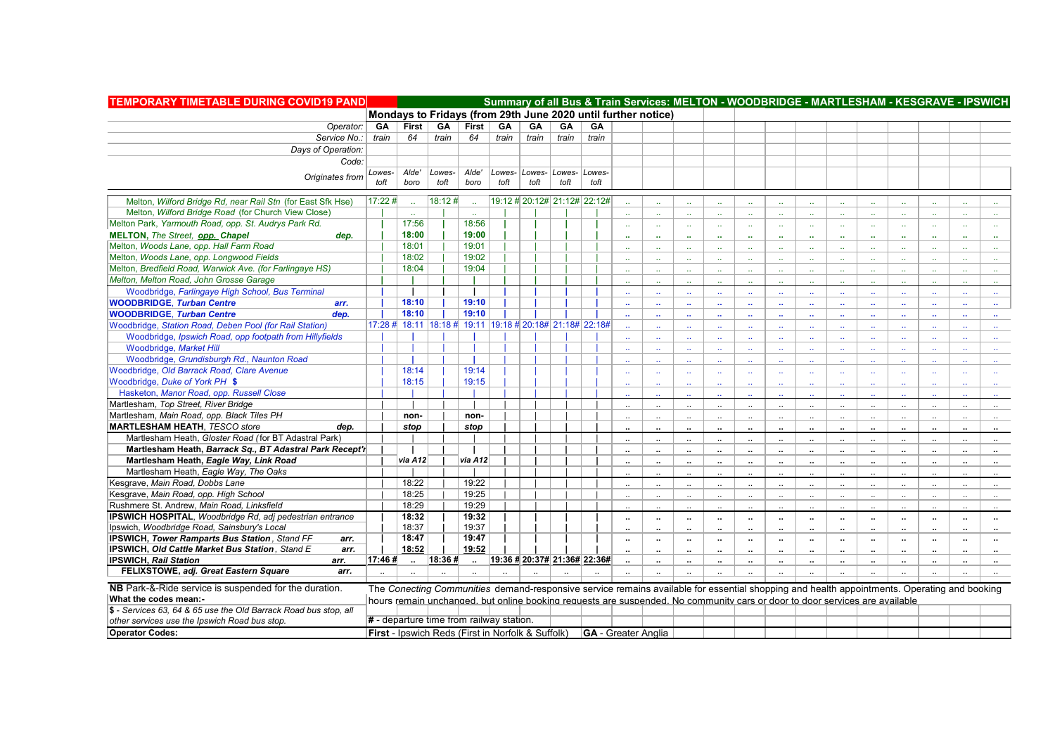**TEMPORARY TIMETABLE DURING COVID19 PAND**

**Summary of all Bus & Train Services: MELTON - WOODBRIDGE - MARTLESHAM - KESGRAVE - IPSWICH**

**Mondays to Fridays (from 29th June 2020 until further notice)**

| Operator: | GA | First | GA | First | GA | GA | GA | GA | | | | | | | | | | | | | |
|---|---|---|---|---|---|---|---|---|---|---|---|---|---|---|---|---|---|---|---|---|---|
| Service No.: | *train* | *64* | *train* | *64* | *train* | *train* | *train* | *train* | | | | | | | | | | | | | |
| Days of Operation: | | | | | | | | | | | | | | | | | | | | | |
| Code: | | | | | | | | | | | | | | | | | | | | | |
| Originates from | *Lowes-toft* | *Alde' boro* | *Lowes-toft* | *Alde' boro* | *Lowes-toft* | *Lowes-toft* | *Lowes-toft* | *Lowes-toft* | | | | | | | | | | | | | |
| Melton, *Wilford Bridge Rd, near Rail Stn (for East Sfk Hse)* | 17:22 # | .. | 18:12 # | .. | 19:12 # | 20:12# | 21:12# | 22:12# | .. | .. | .. | .. | .. | .. | .. | .. | .. | .. | .. | .. | .. |
| Melton, *Wilford Bridge Road (for Church View Close)* | \| | .. | \| | .. | \| | \| | \| | \| | .. | .. | .. | .. | .. | .. | .. | .. | .. | .. | .. | .. | .. |
| Melton Park, *Yarmouth Road, opp. St. Audrys Park Rd.* | \| | 17:56 | \| | 18:56 | \| | \| | \| | \| | .. | .. | .. | .. | .. | .. | .. | .. | .. | .. | .. | .. | .. |
| **MELTON**, *The Street, opp. Chapel* **dep.** | \| | **18:00** | \| | **19:00** | \| | \| | \| | \| | .. | .. | .. | .. | .. | .. | .. | .. | .. | .. | .. | .. | .. |
| Melton, *Woods Lane, opp. Hall Farm Road* | \| | 18:01 | \| | 19:01 | \| | \| | \| | \| | .. | .. | .. | .. | .. | .. | .. | .. | .. | .. | .. | .. | .. |
| Melton, *Woods Lane, opp. Longwood Fields* | \| | 18:02 | \| | 19:02 | \| | \| | \| | \| | .. | .. | .. | .. | .. | .. | .. | .. | .. | .. | .. | .. | .. |
| Melton, *Bredfield Road, Warwick Ave. (for Farlingaye HS)* | \| | 18:04 | \| | 19:04 | \| | \| | \| | \| | .. | .. | .. | .. | .. | .. | .. | .. | .. | .. | .. | .. | .. |
| Melton, *Melton Road, John Grosse Garage* | \| | \| | \| | \| | \| | \| | \| | \| | .. | .. | .. | .. | .. | .. | .. | .. | .. | .. | .. | .. | .. |
| Woodbridge, *Farlingaye High School, Bus Terminal* | \| | \| | \| | \| | \| | \| | \| | \| | .. | .. | .. | .. | .. | .. | .. | .. | .. | .. | .. | .. | .. |
| **WOODBRIDGE**, *Turban Centre* **arr.** | \| | **18:10** | \| | **19:10** | \| | \| | \| | \| | .. | .. | .. | .. | .. | .. | .. | .. | .. | .. | .. | .. | .. |
| **WOODBRIDGE**, *Turban Centre* **dep.** | \| | **18:10** | \| | **19:10** | \| | \| | \| | \| | .. | .. | .. | .. | .. | .. | .. | .. | .. | .. | .. | .. | .. |
| Woodbridge, *Station Road, Deben Pool (for Rail Station)* | 17:28 # | 18:11 | 18:18 # | 19:11 | 19:18 # | 20:18# | 21:18# | 22:18# | .. | .. | .. | .. | .. | .. | .. | .. | .. | .. | .. | .. | .. |
| Woodbridge, *Ipswich Road, opp footpath from Hillyfields* | \| | \| | \| | \| | \| | \| | \| | \| | .. | .. | .. | .. | .. | .. | .. | .. | .. | .. | .. | .. | .. |
| Woodbridge, *Market Hill* | \| | \| | \| | \| | \| | \| | \| | \| | .. | .. | .. | .. | .. | .. | .. | .. | .. | .. | .. | .. | .. |
| Woodbridge, *Grundisburgh Rd., Naunton Road* | \| | \| | \| | \| | \| | \| | \| | \| | .. | .. | .. | .. | .. | .. | .. | .. | .. | .. | .. | .. | .. |
| Woodbridge, *Old Barrack Road, Clare Avenue* | \| | 18:14 | \| | 19:14 | \| | \| | \| | \| | .. | .. | .. | .. | .. | .. | .. | .. | .. | .. | .. | .. | .. |
| Woodbridge, *Duke of York PH* **$** | \| | 18:15 | \| | 19:15 | \| | \| | \| | \| | .. | .. | .. | .. | .. | .. | .. | .. | .. | .. | .. | .. | .. |
| Hasketon, *Manor Road, opp. Russell Close* | \| | \| | \| | \| | \| | \| | \| | \| | .. | .. | .. | .. | .. | .. | .. | .. | .. | .. | .. | .. | .. |
| Martlesham, *Top Street, River Bridge* | \| | \| | \| | \| | \| | \| | \| | \| | .. | .. | .. | .. | .. | .. | .. | .. | .. | .. | .. | .. | .. |
| Martlesham, *Main Road, opp. Black Tiles PH* | \| | **non-** | \| | **non-** | \| | \| | \| | \| | .. | .. | .. | .. | .. | .. | .. | .. | .. | .. | .. | .. | .. |
| **MARTLESHAM HEATH**, *TESCO store* **dep.** | \| | ***stop*** | \| | ***stop*** | \| | \| | \| | \| | .. | .. | .. | .. | .. | .. | .. | .. | .. | .. | .. | .. | .. |
| Martlesham Heath, *Gloster Road (for BT Adastral Park)* | \| | \| | \| | \| | \| | \| | \| | \| | .. | .. | .. | .. | .. | .. | .. | .. | .. | .. | .. | .. | .. |
| **Martlesham Heath, *Barrack Sq., BT Adastral Park Recept'n*** | \| | \| | \| | \| | \| | \| | \| | \| | .. | .. | .. | .. | .. | .. | .. | .. | .. | .. | .. | .. | .. |
| **Martlesham Heath, *Eagle Way, Link Road*** | \| | ***via A12*** | \| | ***via A12*** | \| | \| | \| | \| | .. | .. | .. | .. | .. | .. | .. | .. | .. | .. | .. | .. | .. |
| Martlesham Heath, *Eagle Way, The Oaks* | \| | \| | \| | \| | \| | \| | \| | \| | .. | .. | .. | .. | .. | .. | .. | .. | .. | .. | .. | .. | .. |
| Kesgrave, *Main Road, Dobbs Lane* | \| | 18:22 | \| | 19:22 | \| | \| | \| | \| | .. | .. | .. | .. | .. | .. | .. | .. | .. | .. | .. | .. | .. |
| Kesgrave, *Main Road, opp. High School* | \| | 18:25 | \| | 19:25 | \| | \| | \| | \| | .. | .. | .. | .. | .. | .. | .. | .. | .. | .. | .. | .. | .. |
| Rushmere St. Andrew, *Main Road, Linksfield* | \| | 18:29 | \| | 19:29 | \| | \| | \| | \| | .. | .. | .. | .. | .. | .. | .. | .. | .. | .. | .. | .. | .. |
| **IPSWICH HOSPITAL**, *Woodbridge Rd, adj pedestrian entrance* | \| | **18:32** | \| | **19:32** | \| | \| | \| | \| | .. | .. | .. | .. | .. | .. | .. | .. | .. | .. | .. | .. | .. |
| Ipswich, *Woodbridge Road, Sainsbury's Local* | \| | 18:37 | \| | 19:37 | \| | \| | \| | \| | .. | .. | .. | .. | .. | .. | .. | .. | .. | .. | .. | .. | .. |
| **IPSWICH, *Tower Ramparts Bus Station*, *Stand FF* arr.** | \| | **18:47** | \| | **19:47** | \| | \| | \| | \| | .. | .. | .. | .. | .. | .. | .. | .. | .. | .. | .. | .. | .. |
| **IPSWICH, *Old Cattle Market Bus Station*, *Stand E* arr.** | \| | **18:52** | \| | **19:52** | \| | \| | \| | \| | .. | .. | .. | .. | .. | .. | .. | .. | .. | .. | .. | .. | .. |
| **IPSWICH, *Rail Station* arr.** | **17:46 #** | **..** | **18:36 #** | **..** | **19:36 #** | **20:37#** | **21:36#** | **22:36#** | .. | .. | .. | .. | .. | .. | .. | .. | .. | .. | .. | .. | .. |
| **FELIXSTOWE, *adj. Great Eastern Square* arr.** | .. | .. | .. | .. | .. | .. | .. | .. | .. | .. | .. | .. | .. | .. | .. | .. | .. | .. | .. | .. | .. |

**NB** Park-&-Ride service is suspended for the duration.

The *Conecting Communities* demand-responsive service remains available for essential shopping and health appointments. Operating and booking hours remain unchanged, but online booking requests are suspended. No community cars or door to door services are available

**What the codes mean:-**

**$** - *Services 63, 64 & 65 use the Old Barrack Road bus stop, all other services use the Ipswich Road bus stop.*

**#** - departure time from railway station.

**Operator Codes:**

**First** - Ipswich Reds (First in Norfolk & Suffolk) **GA** - Greater Anglia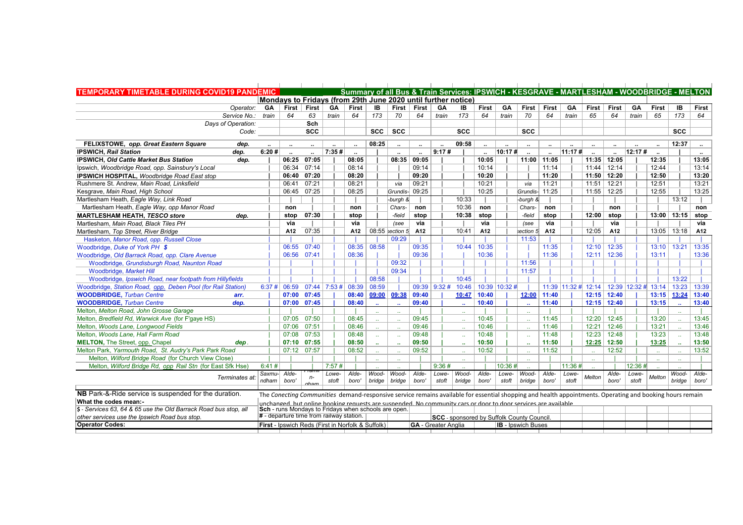# TEMPORARY TIMETABLE DURING COVID19 PANDEMIC

## Summary of all Bus & Train Services: IPSWICH - KESGRAVE - MARTLESHAM - WOODBRIDGE - MELTON

### Mondays to Fridays (from 29th June 2020 until further notice)

| Operator: | GA | First | First | GA | First | IB | First | First | GA | IB | First | GA | First | First | GA | First | First | GA | First | IB | First |
|---|---|---|---|---|---|---|---|---|---|---|---|---|---|---|---|---|---|---|---|---|---|
| Service No.: | train | 64 | 63 | train | 64 | 173 | 70 | 64 | train | 173 | 64 | train | 70 | 64 | train | 65 | 64 | train | 65 | 173 | 64 |
| Days of Operation: | | | Sch | | | | | | | | | | | | | | | | | | |
| Code: | | | SCC | | | SCC | SCC | | | SCC | | | SCC | | | | | | | SCC | |
| **FELIXSTOWE, opp. Great Eastern Square** dep. | .. | .. | .. | .. | .. | 08:25 | .. | .. | .. | 09:58 | .. | .. | .. | .. | .. | .. | .. | .. | .. | 12:37 | .. |
| **IPSWICH, Rail Station** dep. | 6:20 # | .. | .. | 7:35 # | .. | | .. | .. | 9:17 # | | .. | 10:17 # | .. | .. | 11:17 # | .. | .. | 12:17 # | .. | | .. |
| **IPSWICH, Old Cattle Market Bus Station** dep. | | 06:25 | 07:05 | | 08:05 | | 08:35 | 09:05 | | | 10:05 | | 11:00 | 11:05 | | 11:35 | 12:05 | | 12:35 | | 13:05 |
| Ipswich, *Woodbridge Road, opp. Sainsbury's Local* | | 06:34 | 07:14 | | 08:14 | | | 09:14 | | | 10:14 | | | 11:14 | | 11:44 | 12:14 | | 12:44 | | 13:14 |
| **IPSWICH HOSPITAL,** *Woodbridge Road East stop* | | 06:40 | 07:20 | | 08:20 | | | 09:20 | | | 10:20 | | | 11:20 | | 11:50 | 12:20 | | 12:50 | | 13:20 |
| Rushmere St. Andrew, *Main Road, Linksfield* | | 06:41 | 07:21 | | 08:21 | | via | 09:21 | | | 10:21 | | via | 11:21 | | 11:51 | 12:21 | | 12:51 | | 13:21 |
| Kesgrave, *Main Road, High School* | | 06:45 | 07:25 | | 08:25 | | Grundis- | 09:25 | | | 10:25 | | Grundis- | 11:25 | | 11:55 | 12:25 | | 12:55 | | 13:25 |
| Martlesham Heath, *Eagle Way, Link Road* | | | | | | | -burgh & | | | 10:33 | | | -burgh & | | | | | | | 13:12 | |
| Martlesham Heath, *Eagle Way, opp Manor Road* | | non | | | non | | Chars- | non | | 10:36 | non | | Chars- | non | | | non | | | | non |
| **MARTLESHAM HEATH, TESCO store** dep. | | stop | 07:30 | | stop | | -field | stop | | 10:38 | stop | | -field | stop | | 12:00 | stop | | 13:00 | 13:15 | stop |
| Martlesham, *Main Road, Black Tiles PH* | | via | | | via | | (see | via | | | via | | (see | via | | | via | | | | via |
| Martlesham, *Top Street, River Bridge* | | A12 | 07:35 | | A12 | 08:55 | section 5 | A12 | | 10:41 | A12 | | section 5 | A12 | | 12:05 | A12 | | 13:05 | 13:18 | A12 |
| Hasketon, *Manor Road, opp. Russell Close* | | | | | | | 09:29 | | | | | | 11:53 | | | | | | | | |
| Woodbridge, *Duke of York PH* $ | | 06:55 | 07:40 | | 08:35 | 08:58 | | 09:35 | | 10:44 | 10:35 | | | 11:35 | | 12:10 | 12:35 | | 13:10 | 13:21 | 13:35 |
| Woodbridge, *Old Barrack Road, opp. Clare Avenue* | | 06:56 | 07:41 | | 08:36 | | | 09:36 | | | 10:36 | | | 11:36 | | 12:11 | 12:36 | | 13:11 | | 13:36 |
| Woodbridge, *Grundisburgh Road, Naunton Road* | | | | | | | 09:32 | | | | | | 11:56 | | | | | | | | |
| Woodbridge, *Market Hill* | | | | | | | 09:34 | | | | | | 11:57 | | | | | | | | |
| Woodbridge, *Ipswich Road, near footpath from Hillyfields* | | | | | | 08:58 | | | | 10:45 | | | | | | | | | | 13:22 | |
| Woodbridge, *Station Road, opp. Deben Pool (for Rail Station)* | 6:37 # | 06:59 | 07:44 | 7:53 # | 08:39 | 08:59 | | 09:39 | 9:32 # | 10:46 | 10:39 | 10:32 # | | 11:39 | 11:32 # | 12:14 | 12:39 | 12:32 # | 13:14 | 13:23 | 13:39 |
| **WOODBRIDGE,** *Turban Centre* arr. | | 07:00 | 07:45 | | 08:40 | 09:00 | 09:38 | 09:40 | | 10:47 | 10:40 | | 12:00 | 11:40 | | 12:15 | 12:40 | | 13:15 | 13:24 | 13:40 |
| **WOODBRIDGE,** *Turban Centre* dep. | | 07:00 | 07:45 | | 08:40 | .. | .. | 09:40 | | .. | 10:40 | | .. | 11:40 | | 12:15 | 12:40 | | 13:15 | .. | 13:40 |
| Melton, *Melton Road, John Grosse Garage* | | | | | | .. | .. | | | .. | | | .. | | | | | | | .. | |
| Melton, *Bredfield Rd, Warwick Ave* (for F'gaye HS) | | 07:05 | 07:50 | | 08:45 | .. | .. | 09:45 | | .. | 10:45 | | .. | 11:45 | | 12:20 | 12:45 | | 13:20 | .. | 13:45 |
| Melton, *Woods Lane, Longwood Fields* | | 07:06 | 07:51 | | 08:46 | .. | .. | 09:46 | | .. | 10:46 | | .. | 11:46 | | 12:21 | 12:46 | | 13:21 | .. | 13:46 |
| Melton, *Woods Lane, Hall Farm Road* | | 07:08 | 07:53 | | 08:48 | .. | .. | 09:48 | | .. | 10:48 | | .. | 11:48 | | 12:23 | 12:48 | | 13:23 | .. | 13:48 |
| **MELTON,** The Street, opp. Chapel dep. | | 07:10 | 07:55 | | 08:50 | .. | .. | 09:50 | | .. | 10:50 | | .. | 11:50 | | 12:25 | 12:50 | | 13:25 | .. | 13:50 |
| Melton Park, *Yarmouth Road, St. Audry's Park Road* | | 07:12 | 07:57 | | 08:52 | .. | .. | 09:52 | | .. | 10:52 | | .. | 11:52 | | .. | 12:52 | | .. | .. | 13:52 |
| Melton, *Wilford Bridge Road* (for Church View Close) | | | | | | .. | .. | | | .. | | | .. | | | .. | | | .. | .. | |
| Melton, *Wilford Bridge Rd, opp Rail Stn* (for East Sfk Hse) | 6:41 # | | | 7:57 # | | .. | .. | | 9:36 # | .. | | 10:36 # | .. | | 11:36 # | .. | | 12:36 # | .. | .. | |
| Terminates at: | Saxmundham | Aldeboro' | Framlingham | Lowestoft | Aldeboro' | Woodbridge | Woodbridge | Aldeboro' | Lowestoft | Woodbridge | Aldeboro' | Lowestoft | Woodbridge | Aldeboro' | Lowestoft | Melton | Aldeboro' | Lowestoft | Melton | Woodbridge | Aldeboro' |

**NB** Park-&-Ride service is suspended for the duration.

The *Conecting Communities* demand-responsive service remains available for essential shopping and health appointments. Operating and booking hours remain unchanged, but online booking requests are suspended. No community cars or door to door services are available.

**What the codes mean:-**

- $ - *Services 63, 64 & 65 use the Old Barrack Road bus stop, all other services use the Ipswich Road bus stop.*
- **Sch** - runs Mondays to Fridays when schools are open.
- **#** - departure time from railway station.
- **SCC** - sponsored by Suffolk County Council.

**Operator Codes:**

- **First** - Ipswich Reds (First in Norfolk & Suffolk)
- **GA** - Greater Anglia
- **IB** - Ipswich Buses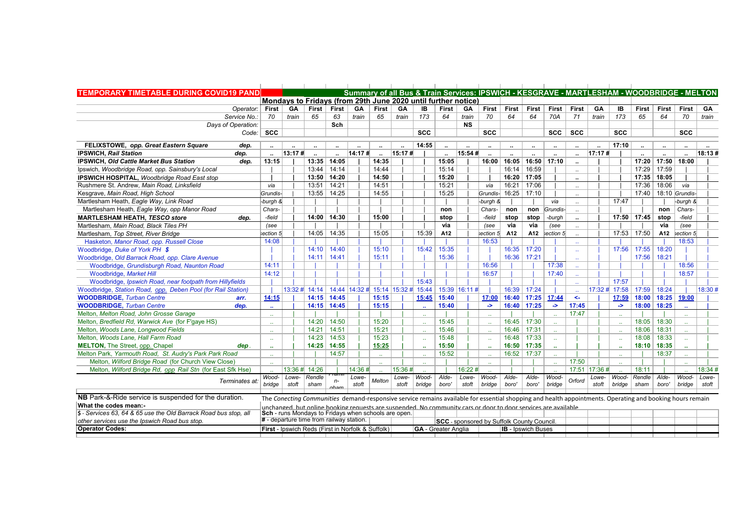**TEMPORARY TIMETABLE DURING COVID19 PANDEMIC**

**Summary of all Bus & Train Services: IPSWICH - KESGRAVE - MARTLESHAM - WOODBRIDGE - MELTON**

**Mondays to Fridays (from 29th June 2020 until further notice)**

| Operator: | First | GA | First | First | GA | First | GA | IB | First | GA | First | First | First | First | First | GA | IB | First | First | First | GA |
|---|---|---|---|---|---|---|---|---|---|---|---|---|---|---|---|---|---|---|---|---|---|
| *Service No.:* | *70* | *train* | *65* | *63* | *train* | *65* | *train* | *173* | *64* | *train* | *70* | *64* | *64* | *70A* | *71* | *train* | *173* | *65* | *64* | *70* | *train* |
| *Days of Operation:* | | | | **Sch** | | | | | | **NS** | | | | | | | | | | | |
| *Code:* | **SCC** | | | | | | | **SCC** | | | **SCC** | | | **SCC** | **SCC** | | **SCC** | | | **SCC** | |
| **FELIXSTOWE, *opp. Great Eastern Square*** dep. | .. | .. | .. | .. | .. | .. | .. | 14:55 | .. | .. | .. | .. | .. | .. | .. | .. | 17:10 | .. | .. | .. | .. |
| **IPSWICH, *Rail Station*** dep. | .. | 13:17 # | .. | .. | 14:17 # | .. | 15:17 # | \| | .. | 15:54 # | .. | .. | .. | .. | .. | 17:17 # | \| | .. | .. | .. | 18:13 # |
| **IPSWICH, *Old Cattle Market Bus Station*** dep. | 13:15 | \| | 13:35 | 14:05 | \| | 14:35 | \| | \| | 15:05 | \| | 16:00 | 16:05 | 16:50 | 17:10 | .. | \| | \| | 17:20 | 17:50 | 18:00 | \| |
| Ipswich, *Woodbridge Road, opp. Sainsbury's Local* | \| | \| | 13:44 | 14:14 | \| | 14:44 | \| | \| | 15:14 | \| | \| | 16:14 | 16:59 | \| | .. | \| | \| | 17:29 | 17:59 | \| | \| |
| **IPSWICH HOSPITAL,** *Woodbridge Road East stop* | \| | \| | 13:50 | 14:20 | \| | 14:50 | \| | \| | 15:20 | \| | \| | 16:20 | 17:05 | \| | .. | \| | \| | 17:35 | 18:05 | \| | \| |
| Rushmere St. Andrew, *Main Road, Linksfield* | *via* | \| | 13:51 | 14:21 | \| | 14:51 | \| | \| | 15:21 | \| | *via* | 16:21 | 17:06 | \| | .. | \| | \| | 17:36 | 18:06 | *via* | \| |
| Kesgrave, *Main Road, High School* | *Grundis-* | \| | 13:55 | 14:25 | \| | 14:55 | \| | \| | 15:25 | \| | *Grundis-* | 16:25 | 17:10 | \| | .. | \| | \| | 17:40 | 18:10 | *Grundis-* | \| |
| Martlesham Heath, *Eagle Way, Link Road* | *-burgh &* | \| | \| | \| | \| | \| | \| | \| | \| | \| | *-burgh &* | \| | \| | *via* | .. | \| | 17:47 | \| | \| | *-burgh &* | \| |
| Martlesham Heath, *Eagle Way, opp Manor Road* | *Chars-* | \| | \| | \| | \| | \| | \| | \| | **non** | \| | *Chars-* | **non** | **non** | *Grundis-* | .. | \| | \| | \| | **non** | *Chars-* | \| |
| **MARTLESHAM HEATH, *TESCO store*** dep. | *-field* | \| | 14:00 | 14:30 | \| | 15:00 | \| | \| | **stop** | \| | *-field* | **stop** | **stop** | *-burgh* | .. | \| | 17:50 | 17:45 | **stop** | *-field* | \| |
| Martlesham, *Main Road, Black Tiles PH* | *(see* | \| | \| | \| | \| | \| | \| | \| | **via** | \| | *(see* | **via** | **via** | *(see* | .. | \| | \| | \| | **via** | *(see* | \| |
| Martlesham, *Top Street, River Bridge* | *section 5* | \| | 14:05 | 14:35 | \| | 15:05 | \| | 15:39 | **A12** | \| | *section 5* | **A12** | **A12** | *section 5* | .. | \| | 17:53 | 17:50 | **A12** | *section 5* | \| |
| Hasketon, *Manor Road, opp. Russell Close* | 14:08 | \| | \| | \| | \| | \| | \| | \| | \| | \| | 16:53 | \| | \| | \| | .. | \| | \| | \| | \| | 18:53 | \| |
| Woodbridge, *Duke of York PH* **$** | \| | \| | 14:10 | 14:40 | \| | 15:10 | \| | 15:42 | 15:35 | \| | \| | 16:35 | 17:20 | \| | .. | \| | 17:56 | 17:55 | 18:20 | \| | \| |
| Woodbridge, *Old Barrack Road, opp. Clare Avenue* | \| | \| | 14:11 | 14:41 | \| | 15:11 | \| | \| | 15:36 | \| | \| | 16:36 | 17:21 | \| | .. | \| | \| | 17:56 | 18:21 | \| | \| |
| Woodbridge, *Grundisburgh Road, Naunton Road* | 14:11 | \| | \| | \| | \| | \| | \| | \| | \| | \| | 16:56 | \| | \| | 17:38 | .. | \| | \| | \| | \| | 18:56 | \| |
| Woodbridge, *Market Hill* | 14:12 | \| | \| | \| | \| | \| | \| | \| | \| | \| | 16:57 | \| | \| | 17:40 | .. | \| | \| | \| | \| | 18:57 | \| |
| Woodbridge, *Ipswich Road, near footpath from Hillyfields* | \| | \| | \| | \| | \| | \| | \| | 15:43 | \| | \| | \| | \| | \| | \| | .. | \| | 17:57 | \| | \| | \| | \| |
| Woodbridge, *Station Road, opp. Deben Pool (for Rail Station)* | \| | 13:32 # | 14:14 | 14:44 | 14:32 # | 15:14 | 15:32 # | 15:44 | 15:39 | 16:11 # | \| | 16:39 | 17:24 | \| | .. | 17:32 # | 17:58 | 17:59 | 18:24 | \| | 18:30 # |
| **WOODBRIDGE,** *Turban Centre* arr. | **14:15** | \| | **14:15** | **14:45** | \| | **15:15** | \| | **15:45** | **15:40** | \| | **17:00** | **16:40** | **17:25** | **17:44** | **<-** | \| | **17:59** | **18:00** | **18:25** | **19:00** | \| |
| **WOODBRIDGE,** *Turban Centre* dep. | .. | \| | **14:15** | **14:45** | \| | **15:15** | \| | .. | **15:40** | \| | **->** | **16:40** | **17:25** | **->** | **17:45** | \| | **->** | **18:00** | **18:25** | .. | \| |
| Melton, *Melton Road, John Grosse Garage* | .. | \| | \| | \| | \| | \| | \| | .. | \| | \| | .. | \| | \| | .. | 17:47 | \| | .. | \| | \| | .. | \| |
| Melton, *Bredfield Rd, Warwick Ave* (for F'gaye HS) | .. | \| | 14:20 | 14:50 | \| | 15:20 | \| | .. | 15:45 | \| | .. | 16:45 | 17:30 | .. | \| | \| | .. | 18:05 | 18:30 | .. | \| |
| Melton, *Woods Lane, Longwood Fields* | .. | \| | 14:21 | 14:51 | \| | 15:21 | \| | .. | 15:46 | \| | .. | 16:46 | 17:31 | .. | \| | \| | .. | 18:06 | 18:31 | .. | \| |
| Melton, *Woods Lane, Hall Farm Road* | .. | \| | 14:23 | 14:53 | \| | 15:23 | \| | .. | 15:48 | \| | .. | 16:48 | 17:33 | .. | \| | \| | .. | 18:08 | 18:33 | .. | \| |
| **MELTON,** The Street, opp. Chapel dep. | .. | \| | **14:25** | **14:55** | \| | **15:25** | \| | .. | **15:50** | \| | .. | **16:50** | **17:35** | .. | \| | \| | .. | **18:10** | **18:35** | .. | \| |
| Melton Park, *Yarmouth Road, St. Audry's Park Road* | .. | \| | \| | 14:57 | \| | .. | \| | .. | 15:52 | \| | .. | 16:52 | 17:37 | .. | \| | \| | .. | \| | 18:37 | .. | \| |
| Melton, *Wilford Bridge Road* (for Church View Close) | .. | \| | \| | \| | \| | .. | \| | .. | \| | \| | .. | \| | \| | .. | 17:50 | \| | .. | \| | \| | .. | \| |
| Melton, *Wilford Bridge Rd, opp Rail Stn* (for East Sfk Hse) | .. | 13:36 # | 14:26 | \| | 14:36 # | .. | 15:36 # | .. | \| | 16:22 # | .. | \| | \| | .. | 17:51 | 17:36 # | .. | 18:11 | \| | .. | 18:34 # |
| *Terminates at:* | *Wood-bridge* | *Lowe-stoft* | *Rendle sham* | *Rendle n-sham* | *Lowe-stoft* | *Melton* | *Lowe-stoft* | *Wood-bridge* | *Alde-boro'* | *Lowe-stoft* | *Wood-bridge* | *Alde-boro'* | *Alde-boro'* | *Wood-bridge* | *Orford* | *Lowe-stoft* | *Wood-bridge* | *Rendle sham* | *Alde-boro'* | *Wood-bridge* | *Lowe-stoft* |

**NB** Park-&-Ride service is suspended for the duration.

The *Conecting Communities* demand-responsive service remains available for essential shopping and health appointments. Operating and booking hours remain unchanged, but online booking requests are suspended. No community cars or door to door services are available.

**What the codes mean:-**

*$ - Services 63, 64 & 65 use the Old Barrack Road bus stop, all other services use the Ipswich Road bus stop.*

**Sch** - runs Mondays to Fridays when schools are open.

**#** - departure time from railway station.

**SCC** - sponsored by Suffolk County Council.

**Operator Codes:**

**First** - Ipswich Reds (First in Norfolk & Suffolk) **GA** - Greater Anglia **IB** - Ipswich Buses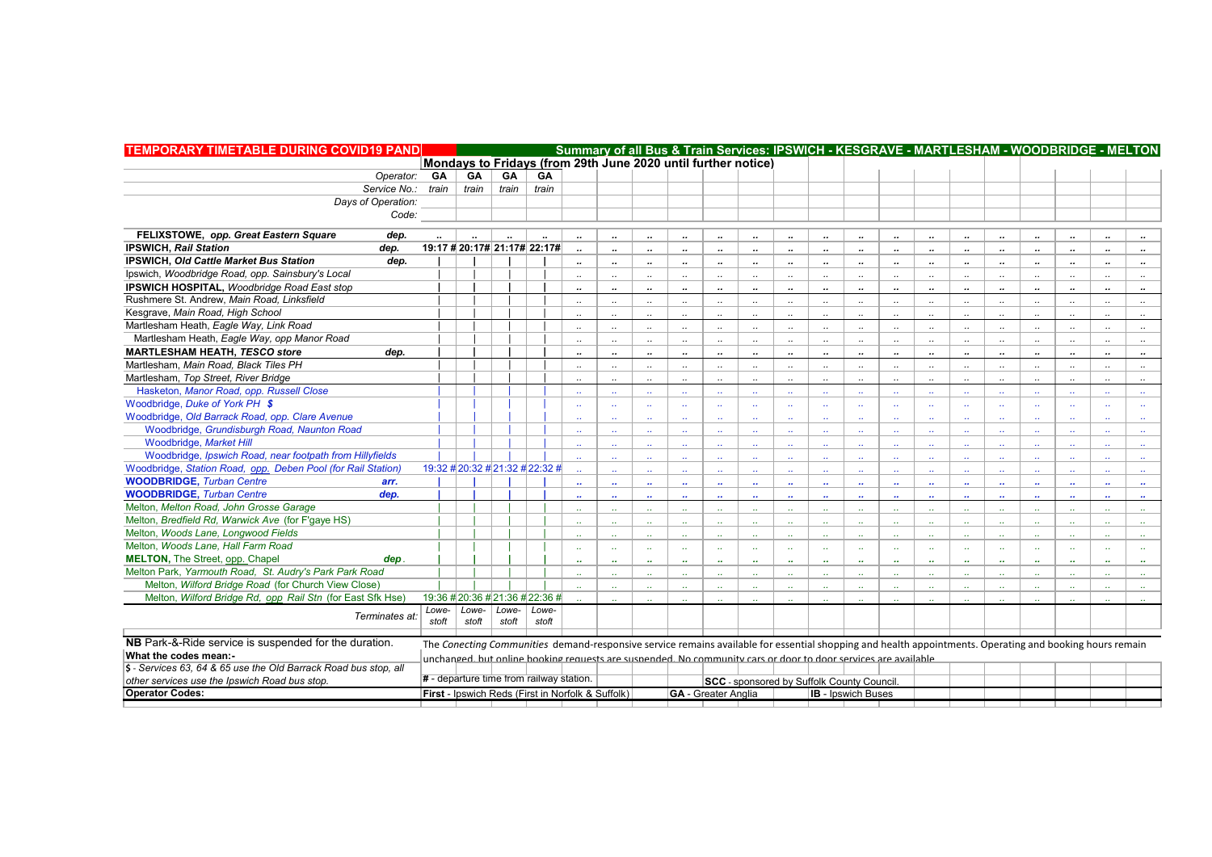# TEMPORARY TIMETABLE DURING COVID19 PANDEMIC

## Summary of all Bus & Train Services: IPSWICH - KESGRAVE - MARTLESHAM - WOODBRIDGE - MELTON

### Mondays to Fridays (from 29th June 2020 until further notice)

| | | | | | | | | | | | | | | | | | | | | | | |
|---|---|---|---|---|---|---|---|---|---|---|---|---|---|---|---|---|---|---|---|---|---|---|
| *Operator:* | | GA | GA | GA | GA | | | | | | | | | | | | | | | | | |
| *Service No.:* | | *train* | *train* | *train* | *train* | | | | | | | | | | | | | | | | | |
| *Days of Operation:* | | | | | | | | | | | | | | | | | | | | | | |
| *Code:* | | | | | | | | | | | | | | | | | | | | | | |
| **FELIXSTOWE, *opp. Great Eastern Square*** | **dep.** | .. | .. | .. | .. | .. | .. | .. | .. | .. | .. | .. | .. | .. | .. | .. | .. | .. | .. | .. | .. | .. |
| **IPSWICH, *Rail Station*** | **dep.** | 19:17 # | 20:17# | 21:17# | 22:17# | .. | .. | .. | .. | .. | .. | .. | .. | .. | .. | .. | .. | .. | .. | .. | .. | .. |
| **IPSWICH, *Old Cattle Market Bus Station*** | **dep.** | \| | \| | \| | \| | .. | .. | .. | .. | .. | .. | .. | .. | .. | .. | .. | .. | .. | .. | .. | .. | .. |
| Ipswich, *Woodbridge Road, opp. Sainsbury's Local* | | \| | \| | \| | \| | .. | .. | .. | .. | .. | .. | .. | .. | .. | .. | .. | .. | .. | .. | .. | .. | .. |
| **IPSWICH HOSPITAL,** *Woodbridge Road East stop* | | \| | \| | \| | \| | .. | .. | .. | .. | .. | .. | .. | .. | .. | .. | .. | .. | .. | .. | .. | .. | .. |
| Rushmere St. Andrew, *Main Road, Linksfield* | | \| | \| | \| | \| | .. | .. | .. | .. | .. | .. | .. | .. | .. | .. | .. | .. | .. | .. | .. | .. | .. |
| Kesgrave, *Main Road, High School* | | \| | \| | \| | \| | .. | .. | .. | .. | .. | .. | .. | .. | .. | .. | .. | .. | .. | .. | .. | .. | .. |
| Martlesham Heath, *Eagle Way, Link Road* | | \| | \| | \| | \| | .. | .. | .. | .. | .. | .. | .. | .. | .. | .. | .. | .. | .. | .. | .. | .. | .. |
| Martlesham Heath, *Eagle Way, opp Manor Road* | | \| | \| | \| | \| | .. | .. | .. | .. | .. | .. | .. | .. | .. | .. | .. | .. | .. | .. | .. | .. | .. |
| **MARTLESHAM HEATH, *TESCO store*** | **dep.** | \| | \| | \| | \| | .. | .. | .. | .. | .. | .. | .. | .. | .. | .. | .. | .. | .. | .. | .. | .. | .. |
| Martlesham, *Main Road, Black Tiles PH* | | \| | \| | \| | \| | .. | .. | .. | .. | .. | .. | .. | .. | .. | .. | .. | .. | .. | .. | .. | .. | .. |
| Martlesham, *Top Street, River Bridge* | | \| | \| | \| | \| | .. | .. | .. | .. | .. | .. | .. | .. | .. | .. | .. | .. | .. | .. | .. | .. | .. |
| Hasketon, *Manor Road, opp. Russell Close* | | \| | \| | \| | \| | .. | .. | .. | .. | .. | .. | .. | .. | .. | .. | .. | .. | .. | .. | .. | .. | .. |
| Woodbridge, *Duke of York PH $* | | \| | \| | \| | \| | .. | .. | .. | .. | .. | .. | .. | .. | .. | .. | .. | .. | .. | .. | .. | .. | .. |
| Woodbridge, *Old Barrack Road, opp. Clare Avenue* | | \| | \| | \| | \| | .. | .. | .. | .. | .. | .. | .. | .. | .. | .. | .. | .. | .. | .. | .. | .. | .. |
| Woodbridge, *Grundisburgh Road, Naunton Road* | | \| | \| | \| | \| | .. | .. | .. | .. | .. | .. | .. | .. | .. | .. | .. | .. | .. | .. | .. | .. | .. |
| Woodbridge, *Market Hill* | | \| | \| | \| | \| | .. | .. | .. | .. | .. | .. | .. | .. | .. | .. | .. | .. | .. | .. | .. | .. | .. |
| Woodbridge, *Ipswich Road, near footpath from Hillyfields* | | \| | \| | \| | \| | .. | .. | .. | .. | .. | .. | .. | .. | .. | .. | .. | .. | .. | .. | .. | .. | .. |
| Woodbridge, *Station Road, opp. Deben Pool (for Rail Station)* | | 19:32 # | 20:32 # | 21:32 # | 22:32 # | .. | .. | .. | .. | .. | .. | .. | .. | .. | .. | .. | .. | .. | .. | .. | .. | .. |
| **WOODBRIDGE,** *Turban Centre* | **arr.** | \| | \| | \| | \| | .. | .. | .. | .. | .. | .. | .. | .. | .. | .. | .. | .. | .. | .. | .. | .. | .. |
| **WOODBRIDGE,** *Turban Centre* | **dep.** | \| | \| | \| | \| | .. | .. | .. | .. | .. | .. | .. | .. | .. | .. | .. | .. | .. | .. | .. | .. | .. |
| Melton, *Melton Road, John Grosse Garage* | | \| | \| | \| | \| | .. | .. | .. | .. | .. | .. | .. | .. | .. | .. | .. | .. | .. | .. | .. | .. | .. |
| Melton, *Bredfield Rd, Warwick Ave (for F'gaye HS)* | | \| | \| | \| | \| | .. | .. | .. | .. | .. | .. | .. | .. | .. | .. | .. | .. | .. | .. | .. | .. | .. |
| Melton, *Woods Lane, Longwood Fields* | | \| | \| | \| | \| | .. | .. | .. | .. | .. | .. | .. | .. | .. | .. | .. | .. | .. | .. | .. | .. | .. |
| Melton, *Woods Lane, Hall Farm Road* | | \| | \| | \| | \| | .. | .. | .. | .. | .. | .. | .. | .. | .. | .. | .. | .. | .. | .. | .. | .. | .. |
| **MELTON,** The Street, opp. Chapel | **dep.** | \| | \| | \| | \| | .. | .. | .. | .. | .. | .. | .. | .. | .. | .. | .. | .. | .. | .. | .. | .. | .. |
| Melton Park, *Yarmouth Road, St. Audry's Park Park Road* | | \| | \| | \| | \| | .. | .. | .. | .. | .. | .. | .. | .. | .. | .. | .. | .. | .. | .. | .. | .. | .. |
| Melton, *Wilford Bridge Road (for Church View Close)* | | \| | \| | \| | \| | .. | .. | .. | .. | .. | .. | .. | .. | .. | .. | .. | .. | .. | .. | .. | .. | .. |
| Melton, *Wilford Bridge Rd, opp Rail Stn (for East Sfk Hse)* | | 19:36 # | 20:36 # | 21:36 # | 22:36 # | .. | .. | .. | .. | .. | .. | .. | .. | .. | .. | .. | .. | .. | .. | .. | .. | .. |
| *Terminates at:* | | *Lowestoft* | *Lowestoft* | *Lowestoft* | *Lowestoft* | | | | | | | | | | | | | | | | | |

**NB** Park-&-Ride service is suspended for the duration.

The *Conecting Communities* demand-responsive service remains available for essential shopping and health appointments. Operating and booking hours remain unchanged, but online booking requests are suspended. No community cars or door to door services are available.

**What the codes mean:-**

*$ - Services 63, 64 & 65 use the Old Barrack Road bus stop, all other services use the Ipswich Road bus stop.*

**#** - departure time from railway station.

**SCC** - sponsored by Suffolk County Council.

**Operator Codes:**

**First** - Ipswich Reds (First in Norfolk & Suffolk) | **GA** - Greater Anglia | **IB** - Ipswich Buses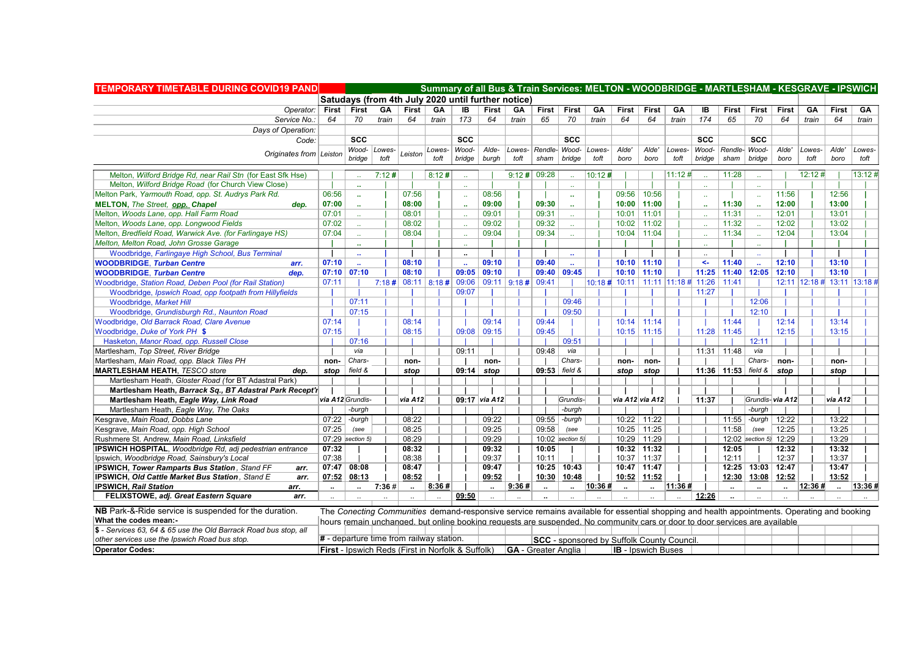# TEMPORARY TIMETABLE DURING COVID19 PANDEMIC

## Summary of all Bus & Train Services: MELTON - WOODBRIDGE - MARTLESHAM - KESGRAVE - IPSWICH

### Satudays (from 4th July 2020 until further notice)

| Operator: | First | First | GA | First | GA | IB | First | GA | First | First | GA | First | First | GA | IB | First | First | First | GA | First | GA |
|---|---|---|---|---|---|---|---|---|---|---|---|---|---|---|---|---|---|---|---|---|---|
| Service No.: | 64 | 70 | train | 64 | train | 173 | 64 | train | 65 | 70 | train | 64 | 64 | train | 174 | 65 | 70 | 64 | train | 64 | train |
| Days of Operation: | | | | | | | | | | | | | | | | | | | | | |
| Code: | | SCC | | | | SCC | | | | SCC | | | | | SCC | | SCC | | | | |
| Originates from | Leiston | Woodbridge | Lowestoft | Leiston | Lowestoft | Woodbridge | Aldeburgh | Lowestoft | Rendlesham | Woodbridge | Lowestoft | Alde' boro | Alde' boro | Lowestoft | Woodbridge | Rendlesham | Woodbridge | Alde' boro | Lowestoft | Alde' boro | Lowestoft |
| Melton, *Wilford Bridge Rd, near Rail Stn (for East Sfk Hse)* | | .. | 7:12 # | | 8:12 # | .. | | 9:12 # | 09:28 | .. | 10:12 # | | | 11:12 # | .. | 11:28 | .. | | 12:12 # | | 13:12 # |
| Melton, *Wilford Bridge Road (for Church View Close)* | | .. | | | | .. | | | | .. | | | | | .. | | .. | | | | |
| Melton Park, *Yarmouth Road, opp. St. Audrys Park Rd.* | 06:56 | .. | | 07:56 | | .. | 08:56 | | | .. | | 09:56 | 10:56 | | .. | | .. | 11:56 | | 12:56 | |
| **MELTON**, *The Street, opp. Chapel* **dep.** | **07:00** | .. | | **08:00** | | .. | **09:00** | | **09:30** | .. | | **10:00** | **11:00** | | .. | **11:30** | .. | **12:00** | | **13:00** | |
| Melton, *Woods Lane, opp. Hall Farm Road* | 07:01 | .. | | 08:01 | | .. | 09:01 | | 09:31 | .. | | 10:01 | 11:01 | | .. | 11:31 | .. | 12:01 | | 13:01 | |
| Melton, *Woods Lane, opp. Longwood Fields* | 07:02 | .. | | 08:02 | | .. | 09:02 | | 09:32 | .. | | 10:02 | 11:02 | | .. | 11:32 | .. | 12:02 | | 13:02 | |
| Melton, *Bredfield Road, Warwick Ave. (for Farlingaye HS)* | 07:04 | .. | | 08:04 | | .. | 09:04 | | 09:34 | .. | | 10:04 | 11:04 | | .. | 11:34 | .. | 12:04 | | 13:04 | |
| Melton, *Melton Road, John Grosse Garage* | | .. | | | | .. | | | | | | | | | .. | | .. | | | | |
| Woodbridge, *Farlingaye High School, Bus Terminal* | | .. | | | | .. | | | | .. | | | | | .. | | .. | | | | |
| **WOODBRIDGE**, *Turban Centre* **arr.** | **07:10** | .. | | **08:10** | | .. | **09:10** | | **09:40** | .. | | **10:10** | **11:10** | | <- | **11:40** | .. | **12:10** | | **13:10** | |
| **WOODBRIDGE**, *Turban Centre* **dep.** | **07:10** | **07:10** | | **08:10** | | **09:05** | **09:10** | | **09:40** | **09:45** | | **10:10** | **11:10** | | **11:25** | **11:40** | **12:05** | **12:10** | | **13:10** | |
| Woodbridge, *Station Road, Deben Pool (for Rail Station)* | 07:11 | | 7:18 # | 08:11 | 8:18 # | 09:06 | 09:11 | 9:18 # | 09:41 | | 10:18 # | 10:11 | 11:11 | 11:18 # | 11:26 | 11:41 | | 12:11 | 12:18 # | 13:11 | 13:18 # |
| Woodbridge, *Ipswich Road, opp footpath from Hillyfields* | | | | | | 09:07 | | | | | | | | | 11:27 | | | | | | |
| Woodbridge, *Market Hill* | | 07:11 | | | | | | | | 09:46 | | | | | | | 12:06 | | | | |
| Woodbridge, *Grundisburgh Rd., Naunton Road* | | 07:15 | | | | | | | | 09:50 | | | | | | | 12:10 | | | | |
| Woodbridge, *Old Barrack Road, Clare Avenue* | 07:14 | | | 08:14 | | | 09:14 | | 09:44 | | | 10:14 | 11:14 | | | 11:44 | | 12:14 | | 13:14 | |
| Woodbridge, *Duke of York PH* **$** | 07:15 | | | 08:15 | | 09:08 | 09:15 | | 09:45 | | | 10:15 | 11:15 | | 11:28 | 11:45 | | 12:15 | | 13:15 | |
| Hasketon, *Manor Road, opp. Russell Close* | | 07:16 | | | | | | | | 09:51 | | | | | | | 12:11 | | | | |
| Martlesham, *Top Street, River Bridge* | | via | | | | 09:11 | | | 09:48 | via | | | | | 11:31 | 11:48 | via | | | | |
| Martlesham, *Main Road, opp. Black Tiles PH* | non- | Chars- | | non- | | | non- | | | Chars- | | non- | non- | | | | Chars- | non- | | non- | |
| **MARTLESHAM HEATH**, *TESCO store* **dep.** | **stop** | field & | | **stop** | | **09:14** | **stop** | | **09:53** | field & | | **stop** | **stop** | | **11:36** | **11:53** | field & | **stop** | | **stop** | |
| Martlesham Heath, *Gloster Road (for BT Adastral Park)* | | | | | | | | | | | | | | | | | | | | | |
| **Martlesham Heath, *Barrack Sq., BT Adastral Park Recept'n*** | | | | | | | | | | | | | | | | | | | | | |
| **Martlesham Heath, *Eagle Way, Link Road*** | *via A12* | Grundis- | | *via A12* | | **09:17** | *via A12* | | | Grundis- | | *via A12* | *via A12* | | **11:37** | | Grundis- | *via A12* | | *via A12* | |
| Martlesham Heath, *Eagle Way, The Oaks* | | -burgh | | | | | | | | -burgh | | | | | | | -burgh | | | | |
| Kesgrave, *Main Road, Dobbs Lane* | 07:22 | -burgh | | 08:22 | | | 09:22 | | 09:55 | -burgh | | 10:22 | 11:22 | | | 11:55 | -burgh | 12:22 | | 13:22 | |
| Kesgrave, *Main Road, opp. High School* | 07:25 | (see | | 08:25 | | | 09:25 | | 09:58 | (see | | 10:25 | 11:25 | | | 11:58 | (see | 12:25 | | 13:25 | |
| Rushmere St. Andrew, *Main Road, Linksfield* | 07:29 | section 5) | | 08:29 | | | 09:29 | | 10:02 | section 5) | | 10:29 | 11:29 | | | 12:02 | section 5) | 12:29 | | 13:29 | |
| **IPSWICH HOSPITAL**, *Woodbridge Rd, adj pedestrian entrance* | **07:32** | | | **08:32** | | | **09:32** | | **10:05** | | | **10:32** | **11:32** | | | **12:05** | | **12:32** | | **13:32** | |
| Ipswich, *Woodbridge Road, Sainsbury's Local* | 07:38 | | | 08:38 | | | 09:37 | | 10:11 | | | 10:37 | 11:37 | | | 12:11 | | 12:37 | | 13:37 | |
| **IPSWICH, *Tower Ramparts Bus Station*, *Stand FF*** **arr.** | **07:47** | **08:08** | | **08:47** | | | **09:47** | | **10:25** | **10:43** | | **10:47** | **11:47** | | | **12:25** | **13:03** | **12:47** | | **13:47** | |
| **IPSWICH, *Old Cattle Market Bus Station*, *Stand E*** **arr.** | **07:52** | **08:13** | | **08:52** | | | **09:52** | | **10:30** | **10:48** | | **10:52** | **11:52** | | | **12:30** | **13:08** | **12:52** | | **13:52** | |
| **IPSWICH, *Rail Station*** **arr.** | .. | .. | 7:36 # | .. | 8:36 # | | .. | 9:36 # | .. | .. | 10:36 # | .. | .. | 11:36 # | | .. | .. | .. | 12:36 # | .. | 13:36 # |
| **FELIXSTOWE, *adj. Great Eastern Square*** **arr.** | .. | .. | .. | .. | .. | **09:50** | .. | .. | .. | .. | .. | .. | .. | .. | **12:26** | .. | .. | .. | .. | .. | .. |

**NB** Park-&-Ride service is suspended for the duration.

The *Conecting Communities* demand-responsive service remains available for essential shopping and health appointments. Operating and booking hours remain unchanged, but online booking requests are suspended. No community cars or door to door services are available

**What the codes mean:-**

**$** - Services 63, 64 & 65 use the Old Barrack Road bus stop, all other services use the Ipswich Road bus stop.

**#** - departure time from railway station.

**SCC** - sponsored by Suffolk County Council.

**Operator Codes:** **First** - Ipswich Reds (First in Norfolk & Suffolk) **GA** - Greater Anglia **IB** - Ipswich Buses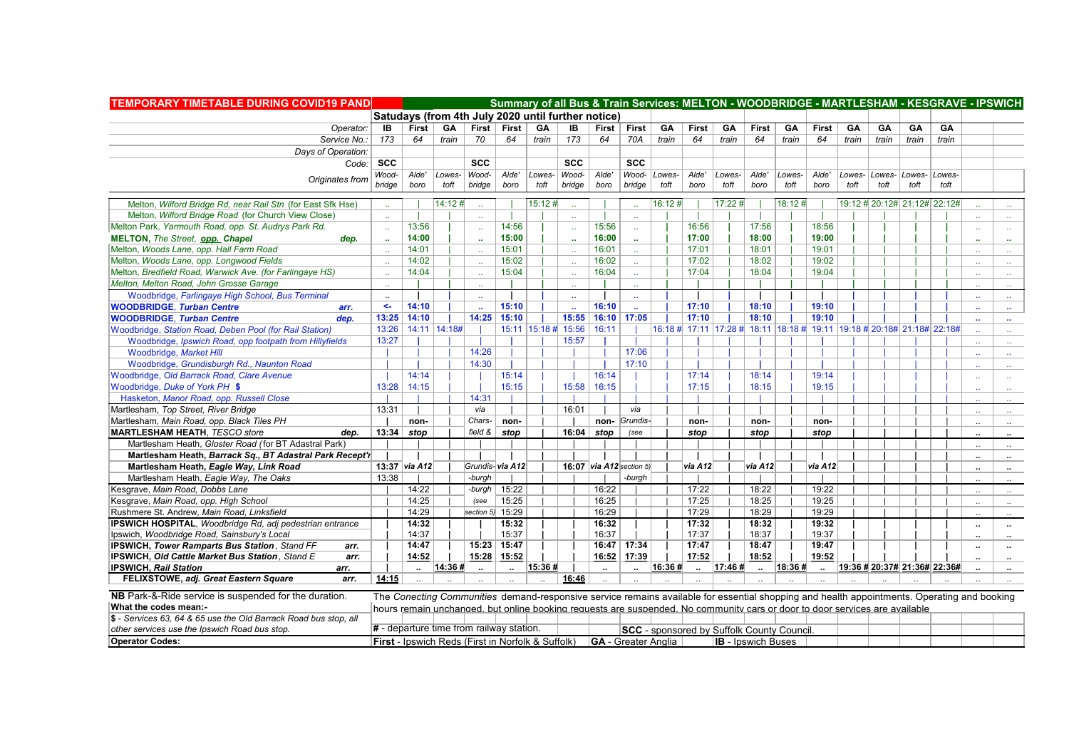# TEMPORARY TIMETABLE DURING COVID19 PANDEMIC

## Summary of all Bus & Train Services: MELTON - WOODBRIDGE - MARTLESHAM - KESGRAVE - IPSWICH

### Satudays (from 4th July 2020 until further notice)

| Operator: | IB | First | GA | First | First | GA | IB | First | First | GA | First | GA | First | GA | First | GA | GA | GA | GA | | |
|---|---|---|---|---|---|---|---|---|---|---|---|---|---|---|---|---|---|---|---|---|---|
| Service No.: | 173 | 64 | train | 70 | 64 | train | 173 | 64 | 70A | train | 64 | train | 64 | train | 64 | train | train | train | train | | |
| Days of Operation: | | | | | | | | | | | | | | | | | | | | | |
| Code: | SCC | | | SCC | | | SCC | | SCC | | | | | | | | | | | | |
| Originates from | Woodbridge | Aldeboro | Lowestoft | Woodbridge | Aldeboro | Lowestoft | Woodbridge | Aldeboro | Woodbridge | Lowestoft | Aldeboro | Lowestoft | Aldeboro | Lowestoft | Aldeboro | Lowestoft | Lowestoft | Lowestoft | Lowestoft | | |
| Melton, *Wilford Bridge Rd, near Rail Stn (for East Sfk Hse)* | .. | | 14:12 # | .. | | 15:12 # | .. | | .. | 16:12 # | | 17:22 # | | 18:12 # | | 19:12 # | 20:12# | 21:12# | 22:12# | .. | .. |
| Melton, *Wilford Bridge Road (for Church View Close)* | .. | | | .. | | | .. | | .. | | | | | | | | | | | .. | .. |
| Melton Park, *Yarmouth Road, opp. St. Audrys Park Rd.* | .. | 13:56 | | .. | 14:56 | | .. | 15:56 | .. | | 16:56 | | 17:56 | | 18:56 | | | | | .. | .. |
| **MELTON**, *The Street, opp. Chapel* **dep.** | .. | **14:00** | | .. | **15:00** | | .. | **16:00** | .. | | **17:00** | | **18:00** | | **19:00** | | | | | .. | .. |
| Melton, *Woods Lane, opp. Hall Farm Road* | .. | 14:01 | | .. | 15:01 | | .. | 16:01 | .. | | 17:01 | | 18:01 | | 19:01 | | | | | .. | .. |
| Melton, *Woods Lane, opp. Longwood Fields* | .. | 14:02 | | .. | 15:02 | | .. | 16:02 | .. | | 17:02 | | 18:02 | | 19:02 | | | | | .. | .. |
| Melton, *Bredfield Road, Warwick Ave. (for Farlingaye HS)* | .. | 14:04 | | .. | 15:04 | | .. | 16:04 | .. | | 17:04 | | 18:04 | | 19:04 | | | | | .. | .. |
| Melton, *Melton Road, John Grosse Garage* | .. | | | .. | | | .. | | .. | | | | | | | | | | | .. | .. |
| Woodbridge, *Farlingaye High School, Bus Terminal* | .. | | | .. | | | .. | | .. | | | | | | | | | | | .. | .. |
| **WOODBRIDGE**, *Turban Centre* **arr.** | <- | **14:10** | | .. | **15:10** | | .. | **16:10** | .. | | **17:10** | | **18:10** | | **19:10** | | | | | .. | .. |
| **WOODBRIDGE**, *Turban Centre* **dep.** | **13:25** | **14:10** | | **14:25** | **15:10** | | **15:55** | **16:10** | **17:05** | | **17:10** | | **18:10** | | **19:10** | | | | | .. | .. |
| Woodbridge, *Station Road, Deben Pool (for Rail Station)* | 13:26 | 14:11 | 14:18# | | 15:11 | 15:18 # | 15:56 | 16:11 | | 16:18 # | 17:11 | 17:28 # | 18:11 | 18:18 # | 19:11 | 19:18 # | 20:18# | 21:18# | 22:18# | .. | .. |
| Woodbridge, *Ipswich Road, opp footpath from Hillyfields* | 13:27 | | | | | | 15:57 | | | | | | | | | | | | | .. | .. |
| Woodbridge, *Market Hill* | | | | 14:26 | | | | | 17:06 | | | | | | | | | | | .. | .. |
| Woodbridge, *Grundisburgh Rd., Naunton Road* | | | | 14:30 | | | | | 17:10 | | | | | | | | | | | .. | .. |
| Woodbridge, *Old Barrack Road, Clare Avenue* | | 14:14 | | | 15:14 | | | 16:14 | | | 17:14 | | 18:14 | | 19:14 | | | | | .. | .. |
| Woodbridge, *Duke of York PH* **$** | 13:28 | 14:15 | | | 15:15 | | 15:58 | 16:15 | | | 17:15 | | 18:15 | | 19:15 | | | | | .. | .. |
| Hasketon, *Manor Road, opp. Russell Close* | | | | 14:31 | | | | | | | | | | | | | | | | .. | .. |
| Martlesham, *Top Street, River Bridge* | 13:31 | | | via | | | 16:01 | | via | | | | | | | | | | | .. | .. |
| Martlesham, *Main Road, opp. Black Tiles PH* | | non- | | Chars- | non- | | | non- | Grundis- | | non- | | non- | | non- | | | | | .. | .. |
| **MARTLESHAM HEATH**, *TESCO store* **dep.** | **13:34** | **stop** | | field & | **stop** | | **16:04** | **stop** | (see | | **stop** | | **stop** | | **stop** | | | | | .. | .. |
| Martlesham Heath, *Gloster Road (for BT Adastral Park)* | | | | | | | | | | | | | | | | | | | | .. | .. |
| **Martlesham Heath, *Barrack Sq., BT Adastral Park Recept'n*** | | | | | | | | | | | | | | | | | | | | .. | .. |
| **Martlesham Heath, *Eagle Way, Link Road*** | **13:37** | **via A12** | | Grundis- | **via A12** | | **16:07** | **via A12** | section 5) | | **via A12** | | **via A12** | | **via A12** | | | | | .. | .. |
| Martlesham Heath, *Eagle Way, The Oaks* | 13:38 | | | -burgh | | | | | -burgh | | | | | | | | | | | .. | .. |
| Kesgrave, *Main Road, Dobbs Lane* | | 14:22 | | -burgh | 15:22 | | | 16:22 | | | 17:22 | | 18:22 | | 19:22 | | | | | .. | .. |
| Kesgrave, *Main Road, opp. High School* | | 14:25 | | (see | 15:25 | | | 16:25 | | | 17:25 | | 18:25 | | 19:25 | | | | | .. | .. |
| Rushmere St. Andrew, *Main Road, Linksfield* | | 14:29 | | section 5) | 15:29 | | | 16:29 | | | 17:29 | | 18:29 | | 19:29 | | | | | .. | .. |
| **IPSWICH HOSPITAL**, *Woodbridge Rd, adj pedestrian entrance* | | **14:32** | | | **15:32** | | | **16:32** | | | **17:32** | | **18:32** | | **19:32** | | | | | .. | .. |
| Ipswich, *Woodbridge Road, Sainsbury's Local* | | 14:37 | | | 15:37 | | | 16:37 | | | 17:37 | | 18:37 | | 19:37 | | | | | .. | .. |
| **IPSWICH, *Tower Ramparts Bus Station*, *Stand FF* arr.** | | **14:47** | | **15:23** | **15:47** | | | **16:47** | **17:34** | | **17:47** | | **18:47** | | **19:47** | | | | | .. | .. |
| **IPSWICH, *Old Cattle Market Bus Station*, *Stand E* arr.** | | **14:52** | | **15:28** | **15:52** | | | **16:52** | **17:39** | | **17:52** | | **18:52** | | **19:52** | | | | | .. | .. |
| **IPSWICH, *Rail Station* arr.** | | .. | **14:36 #** | .. | .. | **15:36 #** | | .. | .. | **16:36 #** | .. | **17:46 #** | .. | **18:36 #** | .. | **19:36 #** | **20:37#** | **21:36#** | **22:36#** | .. | .. |
| **FELIXSTOWE, *adj. Great Eastern Square* arr.** | **14:15** | .. | .. | .. | .. | .. | **16:46** | .. | .. | .. | .. | .. | .. | .. | .. | .. | .. | .. | .. | .. | .. |

**NB** Park-&-Ride service is suspended for the duration.

The *Conecting Communities* demand-responsive service remains available for essential shopping and health appointments. Operating and booking hours remain unchanged, but online booking requests are suspended. No community cars or door to door services are available

**What the codes mean:-**

**$** - *Services 63, 64 & 65 use the Old Barrack Road bus stop, all other services use the Ipswich Road bus stop.*

**#** - departure time from railway station.

**SCC** - sponsored by Suffolk County Council.

**Operator Codes:**

**First** - Ipswich Reds (First in Norfolk & Suffolk) **GA** - Greater Anglia **IB** - Ipswich Buses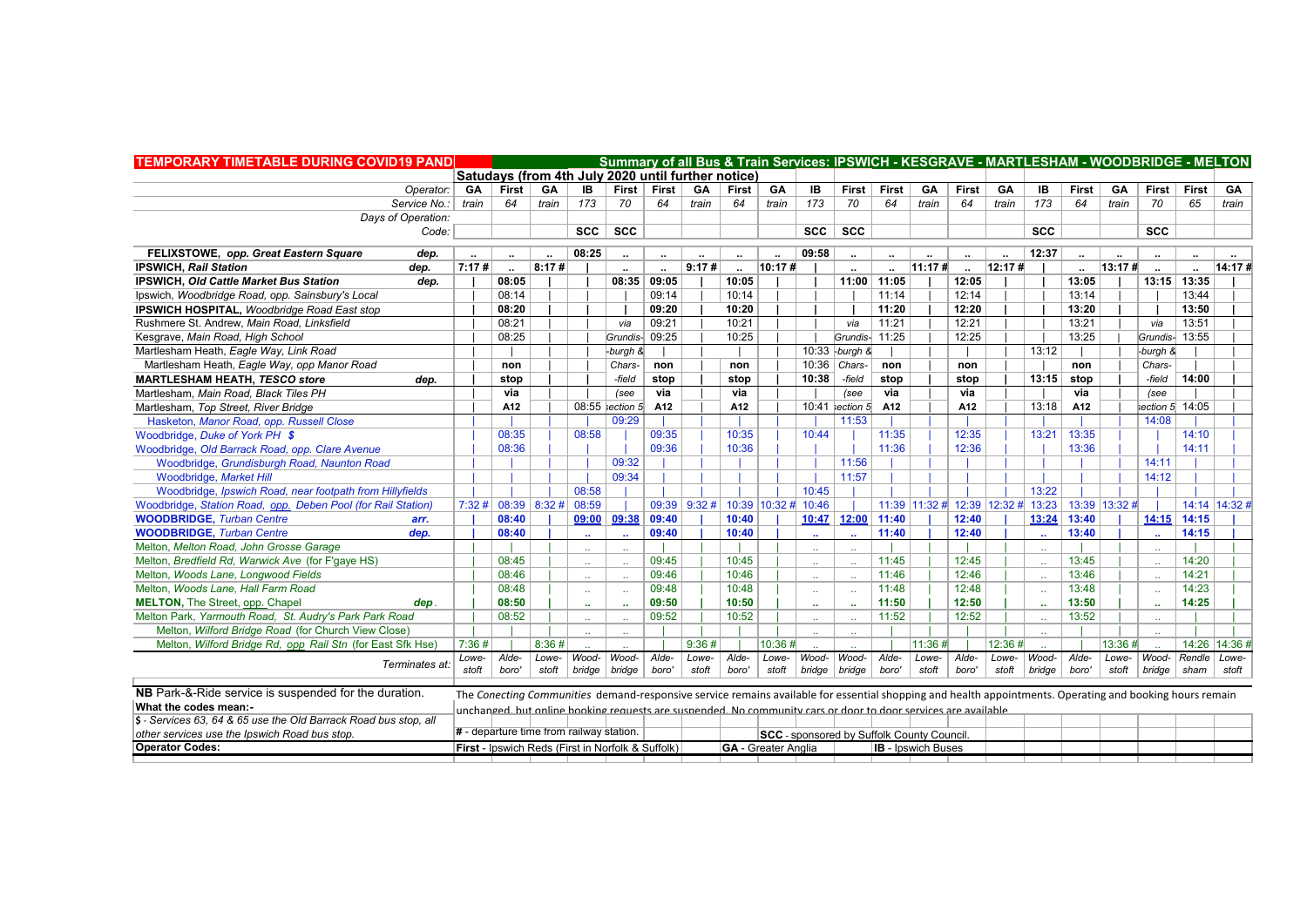**TEMPORARY TIMETABLE DURING COVID19 PANDEMIC** — **Summary of all Bus & Train Services: IPSWICH - KESGRAVE - MARTLESHAM - WOODBRIDGE - MELTON**

**Satudays (from 4th July 2020 until further notice)**

| Operator: | GA | First | GA | IB | First | First | GA | First | GA | IB | First | First | GA | First | GA | IB | First | GA | First | First | GA |
|---|---|---|---|---|---|---|---|---|---|---|---|---|---|---|---|---|---|---|---|---|---|
| Service No.: | train | 64 | train | 173 | 70 | 64 | train | 64 | train | 173 | 70 | 64 | train | 64 | train | 173 | 64 | train | 70 | 65 | train |
| Days of Operation: | | | | | | | | | | | | | | | | | | | | | |
| Code: | | | | SCC | SCC | | | | | SCC | SCC | | | | | SCC | | | SCC | | |
| **FELIXSTOWE, opp. Great Eastern Square** dep. | .. | .. | .. | 08:25 | .. | .. | .. | .. | .. | 09:58 | .. | .. | .. | .. | .. | 12:37 | .. | .. | .. | .. | .. |
| **IPSWICH, Rail Station** dep. | 7:17 # | .. | 8:17 # | \| | .. | .. | 9:17 # | .. | 10:17 # | \| | .. | .. | 11:17 # | .. | 12:17 # | \| | .. | 13:17 # | .. | .. | 14:17 # |
| **IPSWICH, Old Cattle Market Bus Station** dep. | \| | 08:05 | \| | \| | 08:35 | 09:05 | \| | 10:05 | \| | \| | 11:00 | 11:05 | \| | 12:05 | \| | \| | 13:05 | \| | 13:15 | 13:35 | \| |
| Ipswich, Woodbridge Road, opp. Sainsbury's Local | \| | 08:14 | \| | \| | \| | 09:14 | \| | 10:14 | \| | \| | \| | 11:14 | \| | 12:14 | \| | \| | 13:14 | \| | \| | 13:44 | \| |
| **IPSWICH HOSPITAL, Woodbridge Road East stop** | \| | 08:20 | \| | \| | \| | 09:20 | \| | 10:20 | \| | \| | \| | 11:20 | \| | 12:20 | \| | \| | 13:20 | \| | \| | 13:50 | \| |
| Rushmere St. Andrew, Main Road, Linksfield | \| | 08:21 | \| | \| | via | 09:21 | \| | 10:21 | \| | \| | via | 11:21 | \| | 12:21 | \| | \| | 13:21 | \| | via | 13:51 | \| |
| Kesgrave, Main Road, High School | \| | 08:25 | \| | \| | Grundis- | 09:25 | \| | 10:25 | \| | \| | Grundis- | 11:25 | \| | 12:25 | \| | \| | 13:25 | \| | Grundis- | 13:55 | \| |
| Martlesham Heath, Eagle Way, Link Road | \| | \| | \| | \| | -burgh & | \| | \| | \| | \| | 10:33 | -burgh & | \| | \| | \| | \| | 13:12 | \| | \| | -burgh & | \| | \| |
| Martlesham Heath, Eagle Way, opp Manor Road | \| | non | \| | \| | Chars- | non | \| | non | \| | 10:36 | Chars- | non | \| | non | \| | \| | non | \| | Chars- | \| | \| |
| **MARTLESHAM HEATH, TESCO store** dep. | \| | stop | \| | \| | -field | stop | \| | stop | \| | 10:38 | -field | stop | \| | stop | \| | 13:15 | stop | \| | -field | 14:00 | \| |
| Martlesham, Main Road, Black Tiles PH | \| | via | \| | \| | (see | via | \| | via | \| | \| | (see | via | \| | via | \| | \| | via | \| | (see | \| | \| |
| Martlesham, Top Street, River Bridge | \| | A12 | \| | 08:55 | section 5 | A12 | \| | A12 | \| | 10:41 | section 5 | A12 | \| | A12 | \| | 13:18 | A12 | \| | section 5 | 14:05 | \| |
| Hasketon, Manor Road, opp. Russell Close | \| | \| | \| | \| | 09:29 | \| | \| | \| | \| | \| | 11:53 | \| | \| | \| | \| | \| | \| | \| | 14:08 | \| | \| |
| Woodbridge, Duke of York PH $ | \| | 08:35 | \| | 08:58 | \| | 09:35 | \| | 10:35 | \| | 10:44 | \| | 11:35 | \| | 12:35 | \| | 13:21 | 13:35 | \| | \| | 14:10 | \| |
| Woodbridge, Old Barrack Road, opp. Clare Avenue | \| | 08:36 | \| | \| | \| | 09:36 | \| | 10:36 | \| | \| | \| | 11:36 | \| | 12:36 | \| | \| | 13:36 | \| | \| | 14:11 | \| |
| Woodbridge, Grundisburgh Road, Naunton Road | \| | \| | \| | \| | 09:32 | \| | \| | \| | \| | \| | 11:56 | \| | \| | \| | \| | \| | \| | \| | 14:11 | \| | \| |
| Woodbridge, Market Hill | \| | \| | \| | \| | 09:34 | \| | \| | \| | \| | \| | 11:57 | \| | \| | \| | \| | \| | \| | \| | 14:12 | \| | \| |
| Woodbridge, Ipswich Road, near footpath from Hillyfields | \| | \| | \| | 08:58 | \| | \| | \| | \| | \| | 10:45 | \| | \| | \| | \| | \| | 13:22 | \| | \| | \| | \| | \| |
| Woodbridge, Station Road, opp. Deben Pool (for Rail Station) | 7:32 # | 08:39 | 8:32 # | 08:59 | \| | 09:39 | 9:32 # | 10:39 | 10:32 # | 10:46 | \| | 11:39 | 11:32 # | 12:39 | 12:32 # | 13:23 | 13:39 | 13:32 # | \| | 14:14 | 14:32 # |
| **WOODBRIDGE, Turban Centre** arr. | \| | 08:40 | \| | 09:00 | 09:38 | 09:40 | \| | 10:40 | \| | 10:47 | 12:00 | 11:40 | \| | 12:40 | \| | 13:24 | 13:40 | \| | 14:15 | 14:15 | \| |
| **WOODBRIDGE, Turban Centre** dep. | \| | 08:40 | \| | .. | .. | 09:40 | \| | 10:40 | \| | .. | .. | 11:40 | \| | 12:40 | \| | .. | 13:40 | \| | .. | 14:15 | \| |
| Melton, Melton Road, John Grosse Garage | \| | \| | \| | .. | .. | \| | \| | \| | \| | .. | .. | \| | \| | \| | \| | .. | \| | \| | .. | \| | \| |
| Melton, Bredfield Rd, Warwick Ave (for F'gaye HS) | \| | 08:45 | \| | .. | .. | 09:45 | \| | 10:45 | \| | .. | .. | 11:45 | \| | 12:45 | \| | .. | 13:45 | \| | .. | 14:20 | \| |
| Melton, Woods Lane, Longwood Fields | \| | 08:46 | \| | .. | .. | 09:46 | \| | 10:46 | \| | .. | .. | 11:46 | \| | 12:46 | \| | .. | 13:46 | \| | .. | 14:21 | \| |
| Melton, Woods Lane, Hall Farm Road | \| | 08:48 | \| | .. | .. | 09:48 | \| | 10:48 | \| | .. | .. | 11:48 | \| | 12:48 | \| | .. | 13:48 | \| | .. | 14:23 | \| |
| **MELTON, The Street, opp. Chapel** dep. | \| | 08:50 | \| | .. | .. | 09:50 | \| | 10:50 | \| | .. | .. | 11:50 | \| | 12:50 | \| | .. | 13:50 | \| | .. | 14:25 | \| |
| Melton Park, Yarmouth Road, St. Audry's Park Park Road | \| | 08:52 | \| | .. | .. | 09:52 | \| | 10:52 | \| | .. | .. | 11:52 | \| | 12:52 | \| | .. | 13:52 | \| | .. | \| | \| |
| Melton, Wilford Bridge Road (for Church View Close) | \| | \| | \| | .. | .. | \| | \| | \| | \| | .. | .. | \| | \| | \| | \| | .. | \| | \| | .. | \| | \| |
| Melton, Wilford Bridge Rd, opp Rail Stn (for East Sfk Hse) | 7:36 # | \| | 8:36 # | .. | .. | \| | 9:36 # | \| | 10:36 # | .. | .. | \| | 11:36 # | \| | 12:36 # | .. | \| | 13:36 # | .. | 14:26 | 14:36 # |
| Terminates at: | Lowe-stoft | Alde-boro' | Lowe-stoft | Wood-bridge | Wood-bridge | Alde-boro' | Lowe-stoft | Alde-boro' | Lowe-stoft | Wood-bridge | Wood-bridge | Alde-boro' | Lowe-stoft | Alde-boro' | Lowe-stoft | Wood-bridge | Alde-boro' | Lowe-stoft | Wood-bridge | Rendle-sham | Lowe-stoft |

**NB** Park-&-Ride service is suspended for the duration.

The *Conecting Communities* demand-responsive service remains available for essential shopping and health appointments. Operating and booking hours remain unchanged, but online booking requests are suspended. No community cars or door to door services are available.

**What the codes mean:-**

$ - Services 63, 64 & 65 use the Old Barrack Road bus stop, all other services use the Ipswich Road bus stop.

# - departure time from railway station.

**SCC** - sponsored by Suffolk County Council.

**Operator Codes:**

**First** - Ipswich Reds (First in Norfolk & Suffolk) | **GA** - Greater Anglia | **IB** - Ipswich Buses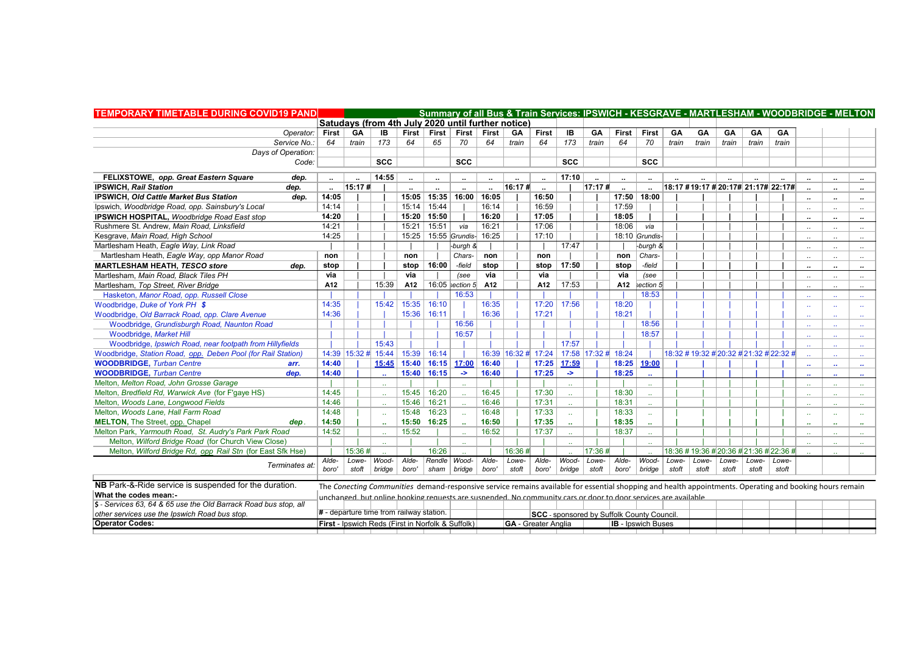**TEMPORARY TIMETABLE DURING COVID19 PANDEMIC** — **Summary of all Bus & Train Services: IPSWICH - KESGRAVE - MARTLESHAM - WOODBRIDGE - MELTON**

**Satudays (from 4th July 2020 until further notice)**

| Operator: | First | GA | IB | First | First | First | First | GA | First | IB | GA | First | First | GA | GA | GA | GA | GA | | | |
|---|---|---|---|---|---|---|---|---|---|---|---|---|---|---|---|---|---|---|---|---|---|
| Service No.: | 64 | train | 173 | 64 | 65 | 70 | 64 | train | 64 | 173 | train | 64 | 70 | train | train | train | train | train | | | |
| Days of Operation: | | | | | | | | | | | | | | | | | | | | | |
| Code: | | | SCC | | | SCC | | | | SCC | | | SCC | | | | | | | | |
| **FELIXSTOWE, opp. Great Eastern Square** dep. | .. | .. | 14:55 | .. | .. | .. | .. | .. | .. | 17:10 | .. | .. | .. | .. | .. | .. | .. | .. | .. | .. | .. |
| **IPSWICH, Rail Station** dep. | .. | 15:17 # | \| | .. | .. | .. | .. | 16:17 # | .. | \| | 17:17 # | .. | .. | 18:17 # | 19:17 # | 20:17# | 21:17# | 22:17# | .. | .. | .. |
| **IPSWICH, Old Cattle Market Bus Station** dep. | 14:05 | \| | \| | 15:05 | 15:35 | 16:00 | 16:05 | \| | 16:50 | \| | \| | 17:50 | 18:00 | \| | \| | \| | \| | \| | .. | .. | .. |
| Ipswich, Woodbridge Road, opp. Sainsbury's Local | 14:14 | \| | \| | 15:14 | 15:44 | \| | 16:14 | \| | 16:59 | \| | \| | 17:59 | \| | \| | \| | \| | \| | \| | .. | .. | .. |
| **IPSWICH HOSPITAL,** Woodbridge Road East stop | 14:20 | \| | \| | 15:20 | 15:50 | \| | 16:20 | \| | 17:05 | \| | \| | 18:05 | \| | \| | \| | \| | \| | \| | .. | .. | .. |
| Rushmere St. Andrew, Main Road, Linksfield | 14:21 | \| | \| | 15:21 | 15:51 | via | 16:21 | \| | 17:06 | \| | \| | 18:06 | via | \| | \| | \| | \| | \| | .. | .. | .. |
| Kesgrave, Main Road, High School | 14:25 | \| | \| | 15:25 | 15:55 | Grundis- | 16:25 | \| | 17:10 | \| | \| | 18:10 | Grundis- | \| | \| | \| | \| | \| | .. | .. | .. |
| Martlesham Heath, Eagle Way, Link Road | \| | \| | \| | \| | \| | -burgh & | \| | \| | \| | 17:47 | \| | \| | -burgh & | \| | \| | \| | \| | \| | .. | .. | .. |
| Martlesham Heath, Eagle Way, opp Manor Road | non | \| | \| | non | \| | Chars- | non | \| | non | \| | \| | non | Chars- | \| | \| | \| | \| | \| | .. | .. | .. |
| **MARTLESHAM HEATH, TESCO store** dep. | stop | \| | \| | stop | 16:00 | -field | stop | \| | stop | 17:50 | \| | stop | -field | \| | \| | \| | \| | \| | .. | .. | .. |
| Martlesham, Main Road, Black Tiles PH | via | \| | \| | via | \| | (see | via | \| | via | \| | \| | via | (see | \| | \| | \| | \| | \| | .. | .. | .. |
| Martlesham, Top Street, River Bridge | A12 | \| | 15:39 | A12 | 16:05 | section 5 | A12 | \| | A12 | 17:53 | \| | A12 | section 5 | \| | \| | \| | \| | \| | .. | .. | .. |
| Hasketon, Manor Road, opp. Russell Close | \| | \| | \| | \| | \| | 16:53 | \| | \| | \| | \| | \| | \| | 18:53 | \| | \| | \| | \| | \| | .. | .. | .. |
| Woodbridge, Duke of York PH $ | 14:35 | \| | 15:42 | 15:35 | 16:10 | \| | 16:35 | \| | 17:20 | 17:56 | \| | 18:20 | \| | \| | \| | \| | \| | \| | .. | .. | .. |
| Woodbridge, Old Barrack Road, opp. Clare Avenue | 14:36 | \| | \| | 15:36 | 16:11 | \| | 16:36 | \| | 17:21 | \| | \| | 18:21 | \| | \| | \| | \| | \| | \| | .. | .. | .. |
| Woodbridge, Grundisburgh Road, Naunton Road | \| | \| | \| | \| | \| | 16:56 | \| | \| | \| | \| | \| | \| | 18:56 | \| | \| | \| | \| | \| | .. | .. | .. |
| Woodbridge, Market Hill | \| | \| | \| | \| | \| | 16:57 | \| | \| | \| | \| | \| | \| | 18:57 | \| | \| | \| | \| | \| | .. | .. | .. |
| Woodbridge, Ipswich Road, near footpath from Hillyfields | \| | \| | 15:43 | \| | \| | \| | \| | \| | \| | 17:57 | \| | \| | \| | \| | \| | \| | \| | \| | .. | .. | .. |
| Woodbridge, Station Road, opp. Deben Pool (for Rail Station) | 14:39 | 15:32 # | 15:44 | 15:39 | 16:14 | \| | 16:39 | 16:32 # | 17:24 | 17:58 | 17:32 # | 18:24 | \| | 18:32 # | 19:32 # | 20:32 # | 21:32 # | 22:32 # | .. | .. | .. |
| **WOODBRIDGE,** Turban Centre arr. | 14:40 | \| | 15:45 | 15:40 | 16:15 | 17:00 | 16:40 | \| | 17:25 | 17:59 | \| | 18:25 | 19:00 | \| | \| | \| | \| | \| | .. | .. | .. |
| **WOODBRIDGE,** Turban Centre dep. | 14:40 | \| | .. | 15:40 | 16:15 | -> | 16:40 | \| | 17:25 | -> | \| | 18:25 | .. | \| | \| | \| | \| | \| | .. | .. | .. |
| Melton, Melton Road, John Grosse Garage | \| | \| | .. | \| | \| | .. | \| | \| | \| | .. | \| | \| | .. | \| | \| | \| | \| | \| | .. | .. | .. |
| Melton, Bredfield Rd, Warwick Ave (for F'gaye HS) | 14:45 | \| | .. | 15:45 | 16:20 | .. | 16:45 | \| | 17:30 | .. | \| | 18:30 | .. | \| | \| | \| | \| | \| | .. | .. | .. |
| Melton, Woods Lane, Longwood Fields | 14:46 | \| | .. | 15:46 | 16:21 | .. | 16:46 | \| | 17:31 | .. | \| | 18:31 | .. | \| | \| | \| | \| | \| | .. | .. | .. |
| Melton, Woods Lane, Hall Farm Road | 14:48 | \| | .. | 15:48 | 16:23 | .. | 16:48 | \| | 17:33 | .. | \| | 18:33 | .. | \| | \| | \| | \| | \| | .. | .. | .. |
| **MELTON,** The Street, opp. Chapel dep. | 14:50 | \| | .. | 15:50 | 16:25 | .. | 16:50 | \| | 17:35 | .. | \| | 18:35 | .. | \| | \| | \| | \| | \| | .. | .. | .. |
| Melton Park, Yarmouth Road, St. Audry's Park Road | 14:52 | \| | .. | 15:52 | \| | .. | 16:52 | \| | 17:37 | .. | \| | 18:37 | .. | \| | \| | \| | \| | \| | .. | .. | .. |
| Melton, Wilford Bridge Road (for Church View Close) | \| | \| | .. | \| | \| | .. | \| | \| | \| | .. | \| | \| | .. | \| | \| | \| | \| | \| | .. | .. | .. |
| Melton, Wilford Bridge Rd, opp Rail Stn (for East Sfk Hse) | \| | 15:36 # | .. | \| | 16:26 | .. | \| | 16:36 # | \| | .. | 17:36 # | \| | .. | 18:36 # | 19:36 # | 20:36 # | 21:36 # | 22:36 # | .. | .. | .. |
| Terminates at: | Alde-boro' | Lowe-stoft | Wood-bridge | Alde-boro' | Rendle-sham | Wood-bridge | Alde-boro' | Lowe-stoft | Alde-boro' | Wood-bridge | Lowe-stoft | Alde-boro' | Wood-bridge | Lowe-stoft | Lowe-stoft | Lowe-stoft | Lowe-stoft | Lowe-stoft | | | |

**NB** Park-&-Ride service is suspended for the duration.

The *Conecting Communities* demand-responsive service remains available for essential shopping and health appointments. Operating and booking hours remain unchanged, but online booking requests are suspended. No community cars or door to door services are available.

**What the codes mean:-**

*$ - Services 63, 64 & 65 use the Old Barrack Road bus stop, all other services use the Ipswich Road bus stop.*

**#** - departure time from railway station.

**SCC** - sponsored by Suffolk County Council.

**Operator Codes:**

**First** - Ipswich Reds (First in Norfolk & Suffolk) **GA** - Greater Anglia **IB** - Ipswich Buses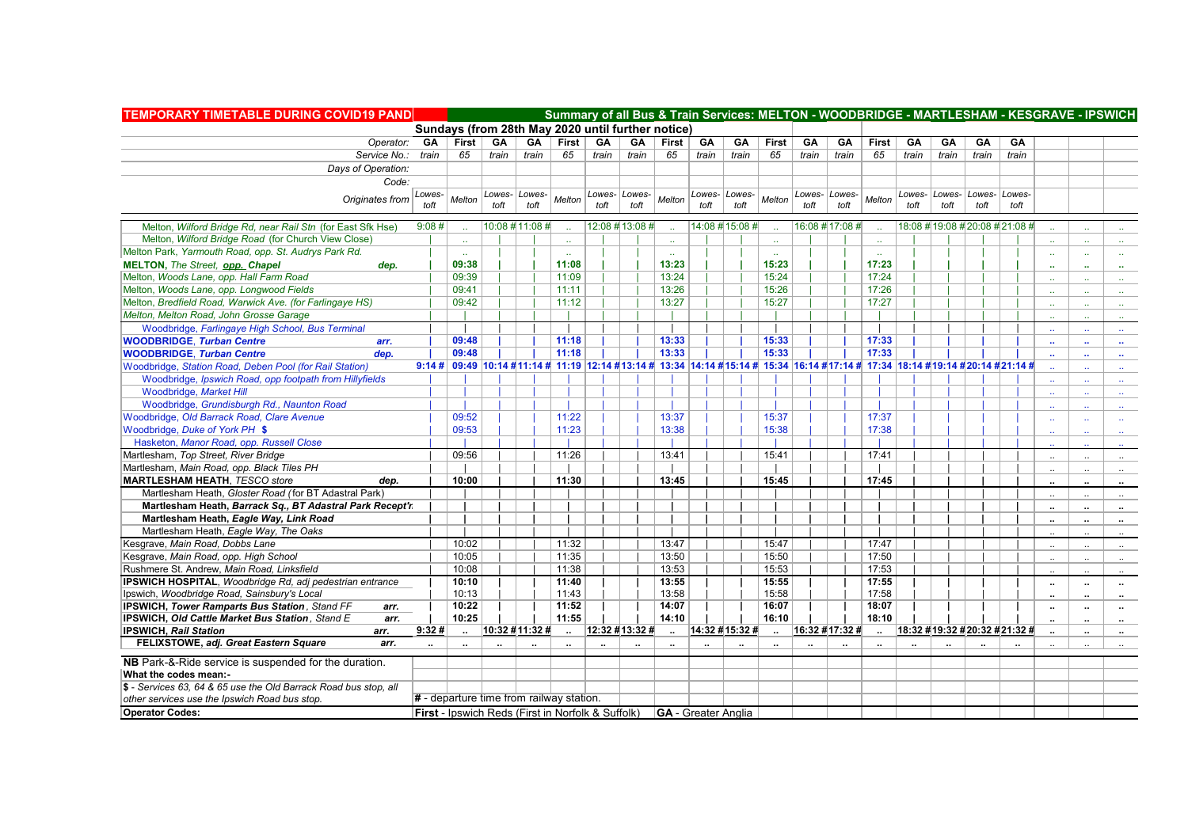**TEMPORARY TIMETABLE DURING COVID19 PANDEMIC**

**Summary of all Bus & Train Services: MELTON - WOODBRIDGE - MARTLESHAM - KESGRAVE - IPSWICH**

**Sundays (from 28th May 2020 until further notice)**

| Operator: | GA | First | GA | GA | First | GA | GA | First | GA | GA | First | GA | GA | First | GA | GA | GA | GA | | | |
|---|---|---|---|---|---|---|---|---|---|---|---|---|---|---|---|---|---|---|---|---|---|
| Service No.: | train | 65 | train | train | 65 | train | train | 65 | train | train | 65 | train | train | 65 | train | train | train | train | | | |
| Days of Operation: | | | | | | | | | | | | | | | | | | | | | |
| Code: | | | | | | | | | | | | | | | | | | | | | |
| Originates from | Lowestoft | Melton | Lowestoft | Lowestoft | Melton | Lowestoft | Lowestoft | Melton | Lowestoft | Lowestoft | Melton | Lowestoft | Lowestoft | Melton | Lowestoft | Lowestoft | Lowestoft | Lowestoft | | | |
| Melton, *Wilford Bridge Rd, near Rail Stn (for East Sfk Hse)* | 9:08 # | .. | 10:08 # | 11:08 # | .. | 12:08 # | 13:08 # | .. | 14:08 # | 15:08 # | .. | 16:08 # | 17:08 # | .. | 18:08 # | 19:08 # | 20:08 # | 21:08 # | .. | .. | .. |
| Melton, *Wilford Bridge Road (for Church View Close)* | | .. | | | .. | | | .. | | | .. | | | .. | | | | | .. | .. | .. |
| Melton Park, *Yarmouth Road, opp. St. Audrys Park Rd.* | | .. | | | .. | | | .. | | | .. | | | .. | | | | | .. | .. | .. |
| **MELTON**, *The Street, opp. Chapel* **dep.** | | **09:38** | | | **11:08** | | | **13:23** | | | **15:23** | | | **17:23** | | | | | .. | .. | .. |
| Melton, *Woods Lane, opp. Hall Farm Road* | | 09:39 | | | 11:09 | | | 13:24 | | | 15:24 | | | 17:24 | | | | | .. | .. | .. |
| Melton, *Woods Lane, opp. Longwood Fields* | | 09:41 | | | 11:11 | | | 13:26 | | | 15:26 | | | 17:26 | | | | | .. | .. | .. |
| Melton, *Bredfield Road, Warwick Ave. (for Farlingaye HS)* | | 09:42 | | | 11:12 | | | 13:27 | | | 15:27 | | | 17:27 | | | | | .. | .. | .. |
| Melton, *Melton Road, John Grosse Garage* | | | | | | | | | | | | | | | | | | | .. | .. | .. |
| Woodbridge, *Farlingaye High School, Bus Terminal* | | | | | | | | | | | | | | | | | | | .. | .. | .. |
| **WOODBRIDGE**, *Turban Centre* **arr.** | | **09:48** | | | **11:18** | | | **13:33** | | | **15:33** | | | **17:33** | | | | | .. | .. | .. |
| **WOODBRIDGE**, *Turban Centre* **dep.** | | **09:48** | | | **11:18** | | | **13:33** | | | **15:33** | | | **17:33** | | | | | .. | .. | .. |
| Woodbridge, *Station Road, Deben Pool (for Rail Station)* | **9:14 #** | **09:49** | **10:14 #** | **11:14 #** | **11:19** | **12:14 #** | **13:14 #** | **13:34** | **14:14 #** | **15:14 #** | **15:34** | **16:14 #** | **17:14 #** | **17:34** | **18:14 #** | **19:14 #** | **20:14 #** | **21:14 #** | .. | .. | .. |
| Woodbridge, *Ipswich Road, opp footpath from Hillyfields* | | | | | | | | | | | | | | | | | | | .. | .. | .. |
| Woodbridge, *Market Hill* | | | | | | | | | | | | | | | | | | | .. | .. | .. |
| Woodbridge, *Grundisburgh Rd., Naunton Road* | | | | | | | | | | | | | | | | | | | .. | .. | .. |
| Woodbridge, *Old Barrack Road, Clare Avenue* | | 09:52 | | | 11:22 | | | 13:37 | | | 15:37 | | | 17:37 | | | | | .. | .. | .. |
| Woodbridge, *Duke of York PH* **$** | | 09:53 | | | 11:23 | | | 13:38 | | | 15:38 | | | 17:38 | | | | | .. | .. | .. |
| Hasketon, *Manor Road, opp. Russell Close* | | | | | | | | | | | | | | | | | | | .. | .. | .. |
| Martlesham, *Top Street, River Bridge* | | 09:56 | | | 11:26 | | | 13:41 | | | 15:41 | | | 17:41 | | | | | .. | .. | .. |
| Martlesham, *Main Road, opp. Black Tiles PH* | | | | | | | | | | | | | | | | | | | .. | .. | .. |
| **MARTLESHAM HEATH**, *TESCO store* **dep.** | | **10:00** | | | **11:30** | | | **13:45** | | | **15:45** | | | **17:45** | | | | | .. | .. | .. |
| Martlesham Heath, *Gloster Road (for BT Adastral Park)* | | | | | | | | | | | | | | | | | | | .. | .. | .. |
| **Martlesham Heath, *Barrack Sq., BT Adastral Park Recept'n*** | | | | | | | | | | | | | | | | | | | .. | .. | .. |
| **Martlesham Heath, *Eagle Way, Link Road*** | | | | | | | | | | | | | | | | | | | .. | .. | .. |
| Martlesham Heath, *Eagle Way, The Oaks* | | | | | | | | | | | | | | | | | | | .. | .. | .. |
| Kesgrave, *Main Road, Dobbs Lane* | | 10:02 | | | 11:32 | | | 13:47 | | | 15:47 | | | 17:47 | | | | | .. | .. | .. |
| Kesgrave, *Main Road, opp. High School* | | 10:05 | | | 11:35 | | | 13:50 | | | 15:50 | | | 17:50 | | | | | .. | .. | .. |
| Rushmere St. Andrew, *Main Road, Linksfield* | | 10:08 | | | 11:38 | | | 13:53 | | | 15:53 | | | 17:53 | | | | | .. | .. | .. |
| **IPSWICH HOSPITAL**, *Woodbridge Rd, adj pedestrian entrance* | | **10:10** | | | **11:40** | | | **13:55** | | | **15:55** | | | **17:55** | | | | | .. | .. | .. |
| Ipswich, *Woodbridge Road, Sainsbury's Local* | | 10:13 | | | 11:43 | | | 13:58 | | | 15:58 | | | 17:58 | | | | | .. | .. | .. |
| **IPSWICH, *Tower Ramparts Bus Station*, *Stand FF*** **arr.** | | **10:22** | | | **11:52** | | | **14:07** | | | **16:07** | | | **18:07** | | | | | .. | .. | .. |
| **IPSWICH, *Old Cattle Market Bus Station*, *Stand E*** **arr.** | | **10:25** | | | **11:55** | | | **14:10** | | | **16:10** | | | **18:10** | | | | | .. | .. | .. |
| **IPSWICH, *Rail Station*** **arr.** | **9:32 #** | .. | **10:32 #** | **11:32 #** | .. | **12:32 #** | **13:32 #** | .. | **14:32 #** | **15:32 #** | .. | **16:32 #** | **17:32 #** | .. | **18:32 #** | **19:32 #** | **20:32 #** | **21:32 #** | .. | .. | .. |
| **FELIXSTOWE, *adj. Great Eastern Square*** **arr.** | .. | .. | .. | .. | .. | .. | .. | .. | .. | .. | .. | .. | .. | .. | .. | .. | .. | .. | .. | .. | .. |

**NB** Park-&-Ride service is suspended for the duration.

**What the codes mean:-**

$ - Services 63, 64 & 65 use the Old Barrack Road bus stop, all other services use the Ipswich Road bus stop.

# - departure time from railway station.

**Operator Codes:**

**First** - Ipswich Reds (First in Norfolk & Suffolk) **GA** - Greater Anglia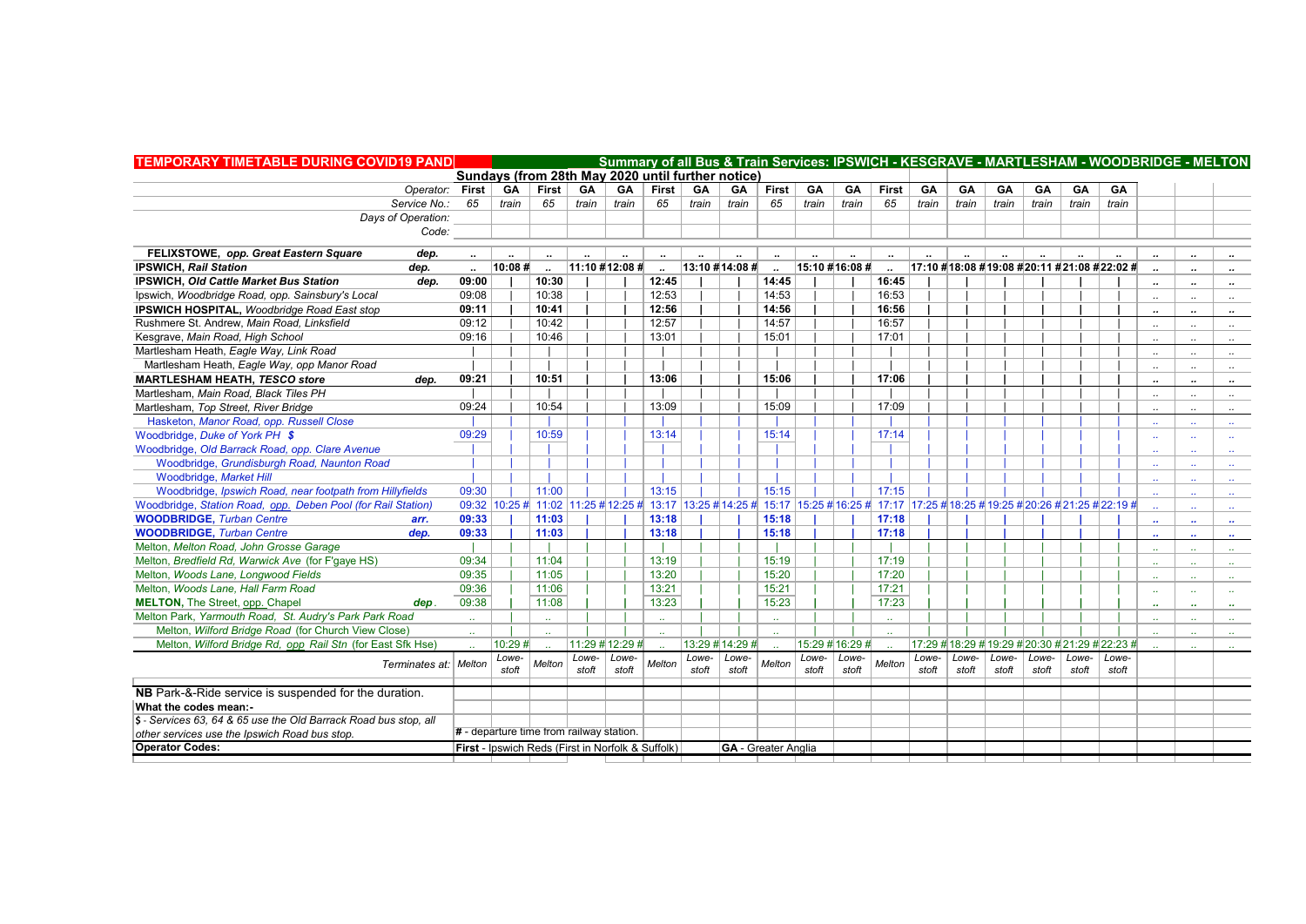**TEMPORARY TIMETABLE DURING COVID19 PANDEMIC** — **Summary of all Bus & Train Services: IPSWICH - KESGRAVE - MARTLESHAM - WOODBRIDGE - MELTON**

**Sundays (from 28th May 2020 until further notice)**

| Operator: | First | GA | First | GA | GA | First | GA | GA | First | GA | GA | First | GA | GA | GA | GA | GA | GA | | | |
|---|---|---|---|---|---|---|---|---|---|---|---|---|---|---|---|---|---|---|---|---|---|
| Service No.: | 65 | train | 65 | train | train | 65 | train | train | 65 | train | train | 65 | train | train | train | train | train | train | | | |
| Days of Operation: | | | | | | | | | | | | | | | | | | | | | |
| Code: | | | | | | | | | | | | | | | | | | | | | |
| **FELIXSTOWE, opp. Great Eastern Square** dep. | .. | .. | .. | .. | .. | .. | .. | .. | .. | .. | .. | .. | .. | .. | .. | .. | .. | .. | .. | .. | .. |
| **IPSWICH, Rail Station** dep. | .. | 10:08 # | .. | 11:10 # | 12:08 # | .. | 13:10 # | 14:08 # | .. | 15:10 # | 16:08 # | .. | 17:10 # | 18:08 # | 19:08 # | 20:11 # | 21:08 # | 22:02 # | .. | .. | .. |
| **IPSWICH, Old Cattle Market Bus Station** dep. | 09:00 | \| | 10:30 | \| | \| | 12:45 | \| | \| | 14:45 | \| | \| | 16:45 | \| | \| | \| | \| | \| | \| | .. | .. | .. |
| Ipswich, Woodbridge Road, opp. Sainsbury's Local | 09:08 | \| | 10:38 | \| | \| | 12:53 | \| | \| | 14:53 | \| | \| | 16:53 | \| | \| | \| | \| | \| | \| | .. | .. | .. |
| **IPSWICH HOSPITAL, Woodbridge Road East stop** | 09:11 | \| | 10:41 | \| | \| | 12:56 | \| | \| | 14:56 | \| | \| | 16:56 | \| | \| | \| | \| | \| | \| | .. | .. | .. |
| Rushmere St. Andrew, Main Road, Linksfield | 09:12 | \| | 10:42 | \| | \| | 12:57 | \| | \| | 14:57 | \| | \| | 16:57 | \| | \| | \| | \| | \| | \| | .. | .. | .. |
| Kesgrave, Main Road, High School | 09:16 | \| | 10:46 | \| | \| | 13:01 | \| | \| | 15:01 | \| | \| | 17:01 | \| | \| | \| | \| | \| | \| | .. | .. | .. |
| Martlesham Heath, Eagle Way, Link Road | \| | \| | \| | \| | \| | \| | \| | \| | \| | \| | \| | \| | \| | \| | \| | \| | \| | \| | .. | .. | .. |
| Martlesham Heath, Eagle Way, opp Manor Road | \| | \| | \| | \| | \| | \| | \| | \| | \| | \| | \| | \| | \| | \| | \| | \| | \| | \| | .. | .. | .. |
| **MARTLESHAM HEATH, TESCO store** dep. | 09:21 | \| | 10:51 | \| | \| | 13:06 | \| | \| | 15:06 | \| | \| | 17:06 | \| | \| | \| | \| | \| | \| | .. | .. | .. |
| Martlesham, Main Road, Black Tiles PH | \| | \| | \| | \| | \| | \| | \| | \| | \| | \| | \| | \| | \| | \| | \| | \| | \| | \| | .. | .. | .. |
| Martlesham, Top Street, River Bridge | 09:24 | \| | 10:54 | \| | \| | 13:09 | \| | \| | 15:09 | \| | \| | 17:09 | \| | \| | \| | \| | \| | \| | .. | .. | .. |
| Hasketon, Manor Road, opp. Russell Close | \| | \| | \| | \| | \| | \| | \| | \| | \| | \| | \| | \| | \| | \| | \| | \| | \| | \| | .. | .. | .. |
| Woodbridge, Duke of York PH $ | 09:29 | \| | 10:59 | \| | \| | 13:14 | \| | \| | 15:14 | \| | \| | 17:14 | \| | \| | \| | \| | \| | \| | .. | .. | .. |
| Woodbridge, Old Barrack Road, opp. Clare Avenue | \| | \| | \| | \| | \| | \| | \| | \| | \| | \| | \| | \| | \| | \| | \| | \| | \| | \| | .. | .. | .. |
| Woodbridge, Grundisburgh Road, Naunton Road | \| | \| | \| | \| | \| | \| | \| | \| | \| | \| | \| | \| | \| | \| | \| | \| | \| | \| | .. | .. | .. |
| Woodbridge, Market Hill | \| | \| | \| | \| | \| | \| | \| | \| | \| | \| | \| | \| | \| | \| | \| | \| | \| | \| | .. | .. | .. |
| Woodbridge, Ipswich Road, near footpath from Hillyfields | 09:30 | \| | 11:00 | \| | \| | 13:15 | \| | \| | 15:15 | \| | \| | 17:15 | \| | \| | \| | \| | \| | \| | .. | .. | .. |
| Woodbridge, Station Road, opp. Deben Pool (for Rail Station) | 09:32 | 10:25 # | 11:02 | 11:25 # | 12:25 # | 13:17 | 13:25 # | 14:25 # | 15:17 | 15:25 # | 16:25 # | 17:17 | 17:25 # | 18:25 # | 19:25 # | 20:26 # | 21:25 # | 22:19 # | .. | .. | .. |
| **WOODBRIDGE, Turban Centre** arr. | 09:33 | \| | 11:03 | \| | \| | 13:18 | \| | \| | 15:18 | \| | \| | 17:18 | \| | \| | \| | \| | \| | \| | .. | .. | .. |
| **WOODBRIDGE, Turban Centre** dep. | 09:33 | \| | 11:03 | \| | \| | 13:18 | \| | \| | 15:18 | \| | \| | 17:18 | \| | \| | \| | \| | \| | \| | .. | .. | .. |
| Melton, Melton Road, John Grosse Garage | \| | \| | \| | \| | \| | \| | \| | \| | \| | \| | \| | \| | \| | \| | \| | \| | \| | \| | .. | .. | .. |
| Melton, Bredfield Rd, Warwick Ave (for F'gaye HS) | 09:34 | \| | 11:04 | \| | \| | 13:19 | \| | \| | 15:19 | \| | \| | 17:19 | \| | \| | \| | \| | \| | \| | .. | .. | .. |
| Melton, Woods Lane, Longwood Fields | 09:35 | \| | 11:05 | \| | \| | 13:20 | \| | \| | 15:20 | \| | \| | 17:20 | \| | \| | \| | \| | \| | \| | .. | .. | .. |
| Melton, Woods Lane, Hall Farm Road | 09:36 | \| | 11:06 | \| | \| | 13:21 | \| | \| | 15:21 | \| | \| | 17:21 | \| | \| | \| | \| | \| | \| | .. | .. | .. |
| **MELTON, The Street, opp. Chapel** dep. | 09:38 | \| | 11:08 | \| | \| | 13:23 | \| | \| | 15:23 | \| | \| | 17:23 | \| | \| | \| | \| | \| | \| | .. | .. | .. |
| Melton Park, Yarmouth Road, St. Audry's Park Park Road | .. | \| | .. | \| | \| | .. | \| | \| | .. | \| | \| | .. | \| | \| | \| | \| | \| | \| | .. | .. | .. |
| Melton, Wilford Bridge Road (for Church View Close) | .. | \| | .. | \| | \| | .. | \| | \| | .. | \| | \| | .. | \| | \| | \| | \| | \| | \| | .. | .. | .. |
| Melton, Wilford Bridge Rd, opp Rail Stn (for East Sfk Hse) | .. | 10:29 # | .. | 11:29 # | 12:29 # | .. | 13:29 # | 14:29 # | .. | 15:29 # | 16:29 # | .. | 17:29 # | 18:29 # | 19:29 # | 20:30 # | 21:29 # | 22:23 # | .. | .. | .. |
| Terminates at: | Melton | Lowestoft | Melton | Lowestoft | Lowestoft | Melton | Lowestoft | Lowestoft | Melton | Lowestoft | Lowestoft | Melton | Lowestoft | Lowestoft | Lowestoft | Lowestoft | Lowestoft | Lowestoft | | | |

**NB** Park-&-Ride service is suspended for the duration.

**What the codes mean:-**

$ - Services 63, 64 & 65 use the Old Barrack Road bus stop, all other services use the Ipswich Road bus stop.

# - departure time from railway station.

**Operator Codes:**

**First** - Ipswich Reds (First in Norfolk & Suffolk)

**GA** - Greater Anglia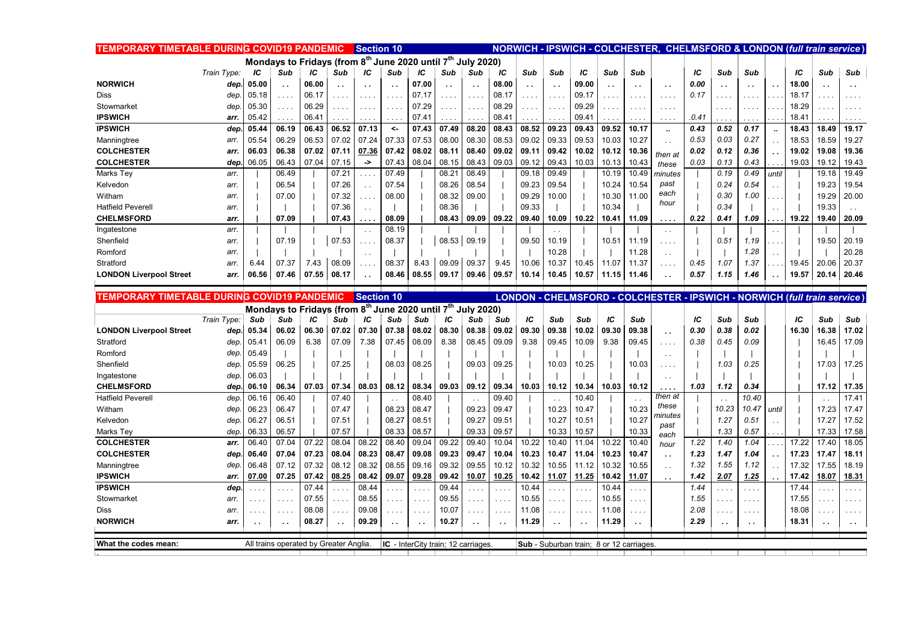## TEMPORARY TIMETABLE DURING COVID19 PANDEMIC — Section 10

### NORWICH - IPSWICH - COLCHESTER, CHELMSFORD & LONDON (*full train service*)

**Mondays to Fridays (from 8th June 2020 until 7th July 2020)**

| | Train Type: | IC | Sub | IC | Sub | IC | Sub | IC | Sub | Sub | IC | Sub | Sub | IC | Sub | Sub | | IC | Sub | Sub | | IC | Sub | Sub |
|---|---|---|---|---|---|---|---|---|---|---|---|---|---|---|---|---|---|---|---|---|---|---|---|---|
| **NORWICH** | dep. | 05.00 | .. | 06.00 | .. | .. | .. | 07.00 | .. | .. | 08.00 | .. | .. | 09.00 | .. | .. | .. | 0.00 | .. | .. | .. | 18.00 | .. | .. |
| Diss | dep. | 05.18 | .... | 06.17 | .... | .... | .... | 07.17 | .... | .... | 08.17 | .... | .... | 09.17 | .... | .... | .... | 0.17 | .... | .... | .... | 18.17 | .... | .... |
| Stowmarket | dep. | 05.30 | .... | 06.29 | .... | .... | .... | 07.29 | .... | .... | 08.29 | .... | .... | 09.29 | .... | .... | .... | | .... | .... | .... | 18.29 | .... | .... |
| **IPSWICH** | arr. | 05.42 | .... | 06.41 | .... | .... | .... | 07.41 | .... | .... | 08.41 | .... | .... | 09.41 | .... | .... | .... | .0.41 | .... | .... | .... | 18.41 | .... | .... |
| **IPSWICH** | dep. | 05.44 | 06.19 | 06.43 | 06.52 | 07.13 | <- | 07.43 | 07.49 | 08.20 | 08.43 | 08.52 | 09.23 | 09.43 | 09.52 | 10.17 | .. | 0.43 | 0.52 | 0.17 | .. | 18.43 | 18.49 | 19.17 |
| Manningtree | arr. | 05.54 | 06.29 | 06.53 | 07.02 | 07.24 | 07.33 | 07.53 | 08.00 | 08.30 | 08.53 | 09.02 | 09.33 | 09.53 | 10.03 | 10.27 | .. | 0.53 | 0.03 | 0.27 | .. | 18.53 | 18.59 | 19.27 |
| **COLCHESTER** | arr. | 06.03 | 06.38 | 07.02 | 07.11 | 07.36 | 07.42 | 08.02 | 08.11 | 08.40 | 09.02 | 09.11 | 09.42 | 10.02 | 10.12 | 10.36 | then at | 0.02 | 0.12 | 0.36 | .. | 19.02 | 19.08 | 19.36 |
| **COLCHESTER** | dep. | 06.05 | 06.43 | 07.04 | 07.15 | -> | 07.43 | 08.04 | 08.15 | 08.43 | 09.03 | 09.12 | 09.43 | 10.03 | 10.13 | 10.43 | these | 0.03 | 0.13 | 0.43 | .... | 19.03 | 19.12 | 19.43 |
| Marks Tey | arr. | \| | 06.49 | \| | 07.21 | .... | 07.49 | \| | 08.21 | 08.49 | \| | 09.18 | 09.49 | \| | 10.19 | 10.49 | minutes | \| | 0.19 | 0.49 | until | \| | 19.18 | 19.49 |
| Kelvedon | arr. | \| | 06.54 | \| | 07.26 | .. | 07.54 | \| | 08.26 | 08.54 | \| | 09.23 | 09.54 | \| | 10.24 | 10.54 | past | \| | 0.24 | 0.54 | .. | \| | 19.23 | 19.54 |
| Witham | arr. | \| | 07.00 | \| | 07.32 | .... | 08.00 | \| | 08.32 | 09.00 | \| | 09.29 | 10.00 | \| | 10.30 | 11.00 | each | \| | 0.30 | 1.00 | .... | \| | 19.29 | 20.00 |
| Hatfield Peverell | arr. | \| | \| | \| | 07.36 | .. | \| | \| | 08.36 | \| | \| | 09.33 | \| | \| | 10.34 | \| | hour | \| | 0.34 | \| | .. | \| | 19.33 | .. |
| **CHELMSFORD** | arr. | \| | 07.09 | \| | 07.43 | .... | 08.09 | \| | 08.43 | 09.09 | 09.22 | 09.40 | 10.09 | 10.22 | 10.41 | 11.09 | .... | 0.22 | 0.41 | 1.09 | .... | 19.22 | 19.40 | 20.09 |
| Ingatestone | arr. | \| | \| | \| | \| | .. | 08.19 | \| | \| | \| | \| | \| | .. | \| | \| | 11.19 | .. | \| | \| | \| | .. | \| | \| | \| |
| Shenfield | arr. | \| | 07.19 | \| | 07.53 | .... | 08.37 | \| | 08.53 | 09.19 | \| | 09.50 | 10.19 | \| | 10.51 | 11.19 | .... | \| | 0.51 | 1.19 | .... | \| | 19.50 | 20.19 |
| Romford | arr. | \| | \| | \| | \| | .. | \| | \| | \| | \| | \| | \| | 10.28 | \| | \| | 11.28 | .. | \| | \| | 1.28 | .. | \| | \| | 20.28 |
| Stratford | arr. | 6.44 | 07.37 | 7.43 | 08.09 | .... | 08.37 | 8.43 | 09.09 | 09.37 | 9.45 | 10.06 | 10.37 | 10.45 | 11.07 | 11.37 | .... | 0.45 | 1.07 | 1.37 | .... | 19.45 | 20.06 | 20.37 |
| **LONDON Liverpool Street** | arr. | 06.56 | 07.46 | 07.55 | 08.17 | .. | 08.46 | 08.55 | 09.17 | 09.46 | 09.57 | 10.14 | 10.45 | 10.57 | 11.15 | 11.46 | .. | 0.57 | 1.15 | 1.46 | .. | 19.57 | 20.14 | 20.46 |

## TEMPORARY TIMETABLE DURING COVID19 PANDEMIC — Section 10

### LONDON - CHELMSFORD - COLCHESTER - IPSWICH - NORWICH (*full train service*)

**Mondays to Fridays (from 8th June 2020 until 7th July 2020)**

| | Train Type: | Sub | Sub | IC | Sub | IC | Sub | Sub | IC | Sub | Sub | IC | Sub | Sub | IC | Sub | | IC | Sub | Sub | | IC | Sub | Sub |
|---|---|---|---|---|---|---|---|---|---|---|---|---|---|---|---|---|---|---|---|---|---|---|---|---|
| **LONDON Liverpool Street** | dep. | 05.34 | 06.02 | 06.30 | 07.02 | 07.30 | 07.38 | 08.02 | 08.30 | 08.38 | 09.02 | 09.30 | 09.38 | 10.02 | 09.30 | 09.38 | .. | 0.30 | 0.38 | 0.02 | | 16.30 | 16.38 | 17.02 |
| Stratford | dep. | 05.41 | 06.09 | 6.38 | 07.09 | 7.38 | 07.45 | 08.09 | 8.38 | 08.45 | 09.09 | 9.38 | 09.45 | 10.09 | 9.38 | 09.45 | .... | 0.38 | 0.45 | 0.09 | | \| | 16.45 | 17.09 |
| Romford | dep. | 05.49 | \| | \| | \| | \| | \| | \| | \| | \| | \| | \| | \| | \| | \| | \| | .. | \| | \| | \| | | \| | \| | \| |
| Shenfield | dep. | 05.59 | 06.25 | \| | 07.25 | \| | 08.03 | 08.25 | \| | 09.03 | 09.25 | \| | 10.03 | 10.25 | \| | 10.03 | .... | \| | 1.03 | 0.25 | | \| | 17.03 | 17.25 |
| Ingatestone | dep. | 06.03 | \| | \| | \| | \| | \| | \| | \| | \| | \| | \| | \| | \| | \| | \| | .. | \| | \| | \| | | \| | \| | \| |
| **CHELMSFORD** | dep. | 06.10 | 06.34 | 07.03 | 07.34 | 08.03 | 08.12 | 08.34 | 09.03 | 09.12 | 09.34 | 10.03 | 10.12 | 10.34 | 10.03 | 10.12 | .... | 1.03 | 1.12 | 0.34 | | \| | 17.12 | 17.35 |
| Hatfield Peverell | dep. | 06.16 | 06.40 | \| | 07.40 | \| | .. | 08.40 | \| | .. | 09.40 | \| | .. | 10.40 | \| | .. | then at | \| | .. | 10.40 | | \| | .. | 17.41 |
| Witham | dep. | 06.23 | 06.47 | \| | 07.47 | \| | 08.23 | 08.47 | \| | 09.23 | 09.47 | \| | 10.23 | 10.47 | \| | 10.23 | these | \| | 10.23 | 10.47 | until | \| | 17.23 | 17.47 |
| Kelvedon | dep. | 06.27 | 06.51 | \| | 07.51 | \| | 08.27 | 08.51 | \| | 09.27 | 09.51 | \| | 10.27 | 10.51 | \| | 10.27 | minutes | \| | 1.27 | 0.51 | .. | \| | 17.27 | 17.52 |
| Marks Tey | dep. | 06.33 | 06.57 | \| | 07.57 | \| | 08.33 | 08.57 | \| | 09.33 | 09.57 | \| | 10.33 | 10.57 | \| | 10.33 | past each | \| | 1.33 | 0.57 | .... | \| | 17.33 | 17.58 |
| **COLCHESTER** | arr. | 06.40 | 07.04 | 07.22 | 08.04 | 08.22 | 08.40 | 09.04 | 09.22 | 09.40 | 10.04 | 10.22 | 10.40 | 11.04 | 10.22 | 10.40 | hour | 1.22 | 1.40 | 1.04 | .... | 17.22 | 17.40 | 18.05 |
| **COLCHESTER** | dep. | 06.40 | 07.04 | 07.23 | 08.04 | 08.23 | 08.47 | 09.08 | 09.23 | 09.47 | 10.04 | 10.23 | 10.47 | 11.04 | 10.23 | 10.47 | .. | 1.23 | 1.47 | 1.04 | .. | 17.23 | 17.47 | 18.11 |
| Manningtree | dep. | 06.48 | 07.12 | 07.32 | 08.12 | 08.32 | 08.55 | 09.16 | 09.32 | 09.55 | 10.12 | 10.32 | 10.55 | 11.12 | 10.32 | 10.55 | .. | 1.32 | 1.55 | 1.12 | .. | 17.32 | 17.55 | 18.19 |
| **IPSWICH** | arr. | 07.00 | 07.25 | 07.42 | 08.25 | 08.42 | 09.07 | 09.28 | 09.42 | 10.07 | 10.25 | 10.42 | 11.07 | 11.25 | 10.42 | 11.07 | .. | 1.42 | 2.07 | 1.25 | .. | 17.42 | 18.07 | 18.31 |
| **IPSWICH** | dep. | .... | .... | 07.44 | .... | 08.44 | .... | .... | 09.44 | .... | .... | 10.44 | .... | .... | 10.44 | .... | | 1.44 | .... | .... | | 17.44 | .... | .... |
| Stowmarket | arr. | .... | .... | 07.55 | .... | 08.55 | .... | .... | 09.55 | .... | .... | 10.55 | .... | .... | 10.55 | .... | | 1.55 | .... | .... | | 17.55 | .... | .... |
| Diss | arr. | .... | .... | 08.08 | .... | 09.08 | .... | .... | 10.07 | .... | .... | 11.08 | .... | .... | 11.08 | .... | | 2.08 | .... | .... | | 18.08 | .... | .... |
| **NORWICH** | arr. | .. | .. | 08.27 | .. | 09.29 | .. | .. | 10.27 | .. | .. | 11.29 | .. | .. | 11.29 | .. | | 2.29 | .. | .. | | 18.31 | .. | .. |

**What the codes mean:** All trains operated by Greater Anglia. **IC** - InterCity train; 12 carriages. **Sub** - Suburban train; 8 or 12 carriages.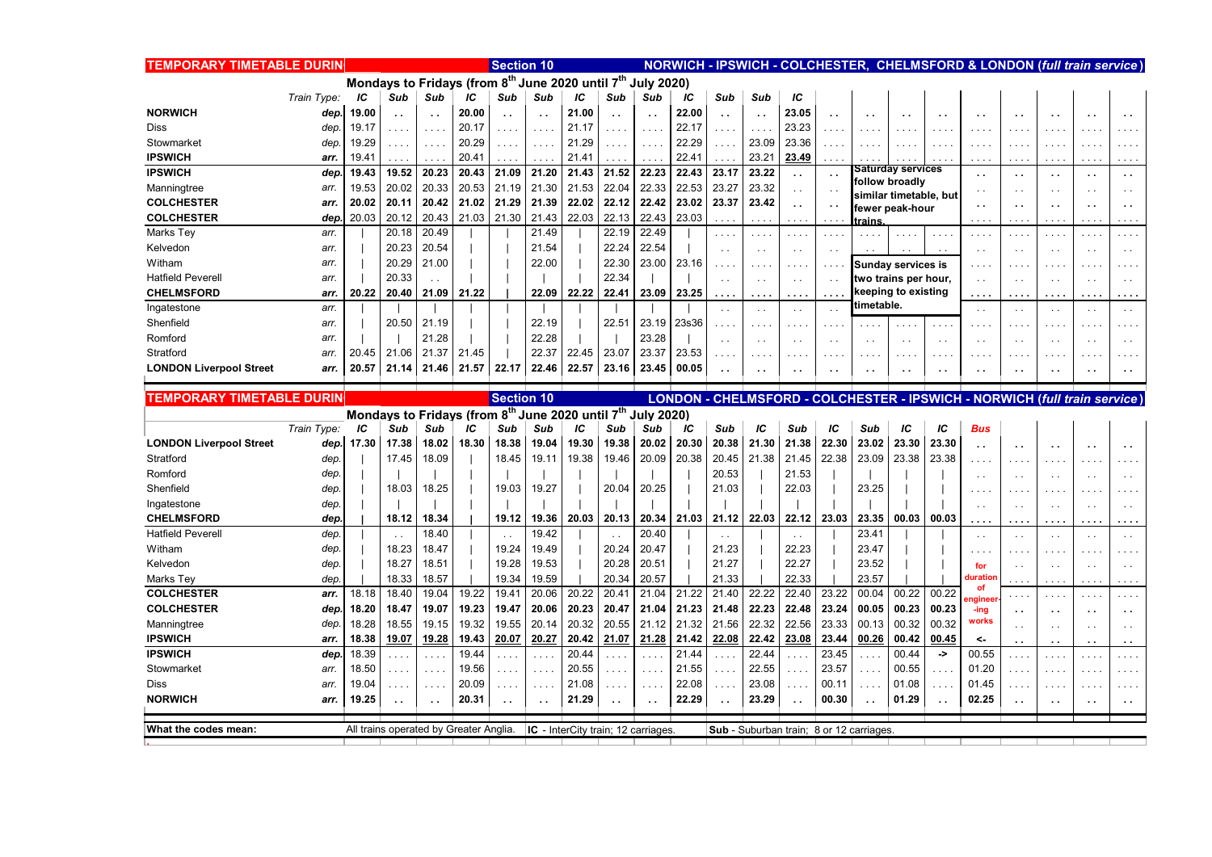## TEMPORARY TIMETABLE DURIN — Section 10 — NORWICH - IPSWICH - COLCHESTER, CHELMSFORD & LONDON (*full train service*)

### Mondays to Fridays (from 8th June 2020 until 7th July 2020)

| Train Type: | | IC | Sub | Sub | IC | Sub | Sub | IC | Sub | Sub | IC | Sub | Sub | IC |
|---|---|---|---|---|---|---|---|---|---|---|---|---|---|---|
| **NORWICH** | dep. | 19.00 | .. | .. | 20.00 | .. | .. | 21.00 | .. | .. | 22.00 | .. | .. | 23.05 |
| Diss | dep. | 19.17 | .... | .... | 20.17 | .... | .... | 21.17 | .... | .... | 22.17 | .... | .... | 23.23 |
| Stowmarket | dep. | 19.29 | .... | .... | 20.29 | .... | .... | 21.29 | .... | .... | 22.29 | .... | 23.09 | 23.36 |
| **IPSWICH** | arr. | 19.41 | .... | .... | 20.41 | .... | .... | 21.41 | .... | .... | 22.41 | .... | 23.21 | 23.49 |
| **IPSWICH** | dep. | 19.43 | 19.52 | 20.23 | 20.43 | 21.09 | 21.20 | 21.43 | 21.52 | 22.23 | 22.43 | 23.17 | 23.22 | .. |
| Manningtree | arr. | 19.53 | 20.02 | 20.33 | 20.53 | 21.19 | 21.30 | 21.53 | 22.04 | 22.33 | 22.53 | 23.27 | 23.32 | .. |
| **COLCHESTER** | arr. | 20.02 | 20.11 | 20.42 | 21.02 | 21.29 | 21.39 | 22.02 | 22.12 | 22.42 | 23.02 | 23.37 | 23.42 | .. |
| **COLCHESTER** | dep. | 20.03 | 20.12 | 20.43 | 21.03 | 21.30 | 21.43 | 22.03 | 22.13 | 22.43 | 23.03 | .... | .... | .... |
| Marks Tey | arr. | \| | 20.18 | 20.49 | \| | \| | 21.49 | \| | 22.19 | 22.49 | \| | .... | .... | .... |
| Kelvedon | arr. | \| | 20.23 | 20.54 | \| | \| | 21.54 | \| | 22.24 | 22.54 | \| | .. | .. | .. |
| Witham | arr. | \| | 20.29 | 21.00 | \| | \| | 22.00 | \| | 22.30 | 23.00 | 23.16 | .... | .... | .... |
| Hatfield Peverell | arr. | \| | 20.33 | .. | \| | \| | \| | \| | 22.34 | \| | \| | .. | .. | .. |
| **CHELMSFORD** | arr. | 20.22 | 20.40 | 21.09 | 21.22 | \| | 22.09 | 22.22 | 22.41 | 23.09 | 23.25 | .... | .... | .... |
| Ingatestone | arr. | \| | \| | \| | \| | \| | \| | \| | \| | \| | \| | .. | .. | .. |
| Shenfield | arr. | \| | 20.50 | 21.19 | \| | \| | 22.19 | \| | 22.51 | 23.19 | 23s36 | .... | .... | .... |
| Romford | arr. | \| | \| | 21.28 | \| | \| | 22.28 | \| | \| | 23.28 | \| | .. | .. | .. |
| Stratford | arr. | 20.45 | 21.06 | 21.37 | 21.45 | \| | 22.37 | 22.45 | 23.07 | 23.37 | 23.53 | .... | .... | .... |
| **LONDON Liverpool Street** | arr. | 20.57 | 21.14 | 21.46 | 21.57 | 22.17 | 22.46 | 22.57 | 23.16 | 23.45 | 00.05 | .. | .. | .. |

**Saturday services follow broadly similar timetable, but fewer peak-hour trains.**

**Sunday services is two trains per hour, keeping to existing timetable.**

## TEMPORARY TIMETABLE DURIN — Section 10 — LONDON - CHELMSFORD - COLCHESTER - IPSWICH - NORWICH (*full train service*)

### Mondays to Fridays (from 8th June 2020 until 7th July 2020)

| Train Type: | | IC | Sub | Sub | IC | Sub | Sub | IC | Sub | Sub | IC | Sub | IC | Sub | IC | Sub | IC | IC | Bus |
|---|---|---|---|---|---|---|---|---|---|---|---|---|---|---|---|---|---|---|---|
| **LONDON Liverpool Street** | dep. | 17.30 | 17.38 | 18.02 | 18.30 | 18.38 | 19.04 | 19.30 | 19.38 | 20.02 | 20.30 | 20.38 | 21.30 | 21.38 | 22.30 | 23.02 | 23.30 | 23.30 | .. |
| Stratford | dep. | \| | 17.45 | 18.09 | \| | 18.45 | 19.11 | 19.38 | 19.46 | 20.09 | 20.38 | 20.45 | 21.38 | 21.45 | 22.38 | 23.09 | 23.38 | 23.38 | .... |
| Romford | dep. | \| | \| | \| | \| | \| | \| | \| | \| | \| | \| | 20.53 | \| | 21.53 | \| | \| | \| | \| | .. |
| Shenfield | dep. | \| | 18.03 | 18.25 | \| | 19.03 | 19.27 | \| | 20.04 | 20.25 | \| | 21.03 | \| | 22.03 | \| | 23.25 | \| | \| | .... |
| Ingatestone | dep. | \| | \| | \| | \| | \| | \| | \| | \| | \| | \| | \| | \| | \| | \| | \| | \| | \| | .. |
| **CHELMSFORD** | dep. | \| | 18.12 | 18.34 | \| | 19.12 | 19.36 | 20.03 | 20.13 | 20.34 | 21.03 | 21.12 | 22.03 | 22.12 | 23.03 | 23.35 | 00.03 | 00.03 | .... |
| Hatfield Peverell | dep. | \| | .. | 18.40 | \| | .. | 19.42 | \| | .. | 20.40 | \| | .. | \| | .. | \| | 23.41 | \| | \| | .. |
| Witham | dep. | \| | 18.23 | 18.47 | \| | 19.24 | 19.49 | \| | 20.24 | 20.47 | \| | 21.23 | \| | 22.23 | \| | 23.47 | \| | \| | .... |
| Kelvedon | dep. | \| | 18.27 | 18.51 | \| | 19.28 | 19.53 | \| | 20.28 | 20.51 | \| | 21.27 | \| | 22.27 | \| | 23.52 | \| | \| | for |
| Marks Tey | dep. | \| | 18.33 | 18.57 | \| | 19.34 | 19.59 | \| | 20.34 | 20.57 | \| | 21.33 | \| | 22.33 | \| | 23.57 | \| | \| | duration of |
| **COLCHESTER** | arr. | 18.18 | 18.40 | 19.04 | 19.22 | 19.41 | 20.06 | 20.22 | 20.41 | 21.04 | 21.22 | 21.40 | 22.22 | 22.40 | 23.22 | 00.04 | 00.22 | 00.22 | engineer- |
| **COLCHESTER** | dep. | 18.20 | 18.47 | 19.07 | 19.23 | 19.47 | 20.06 | 20.23 | 20.47 | 21.04 | 21.23 | 21.48 | 22.23 | 22.48 | 23.24 | 00.05 | 00.23 | 00.23 | -ing |
| Manningtree | dep. | 18.28 | 18.55 | 19.15 | 19.32 | 19.55 | 20.14 | 20.32 | 20.55 | 21.12 | 21.32 | 21.56 | 22.32 | 22.56 | 23.33 | 00.13 | 00.32 | 00.32 | works |
| **IPSWICH** | arr. | 18.38 | 19.07 | 19.28 | 19.43 | 20.07 | 20.27 | 20.42 | 21.07 | 21.28 | 21.42 | 22.08 | 22.42 | 23.08 | 23.44 | 00.26 | 00.42 | 00.45 | <- |
| **IPSWICH** | dep. | 18.39 | .... | .... | 19.44 | .... | .... | 20.44 | .... | .... | 21.44 | .... | 22.44 | .... | 23.45 | .... | 00.44 | -> | 00.55 |
| Stowmarket | arr. | 18.50 | .... | .... | 19.56 | .... | .... | 20.55 | .... | .... | 21.55 | .... | 22.55 | .... | 23.57 | .... | 00.55 | .... | 01.20 |
| Diss | arr. | 19.04 | .... | .... | 20.09 | .... | .... | 21.08 | .... | .... | 22.08 | .... | 23.08 | .... | 00.11 | .... | 01.08 | .... | 01.45 |
| **NORWICH** | arr. | 19.25 | .. | .. | 20.31 | .. | .. | 21.29 | .. | .. | 22.29 | .. | 23.29 | .. | 00.30 | .. | 01.29 | .. | 02.25 |

**What the codes mean:** All trains operated by Greater Anglia. **IC** - InterCity train; 12 carriages. **Sub** - Suburban train; 8 or 12 carriages.